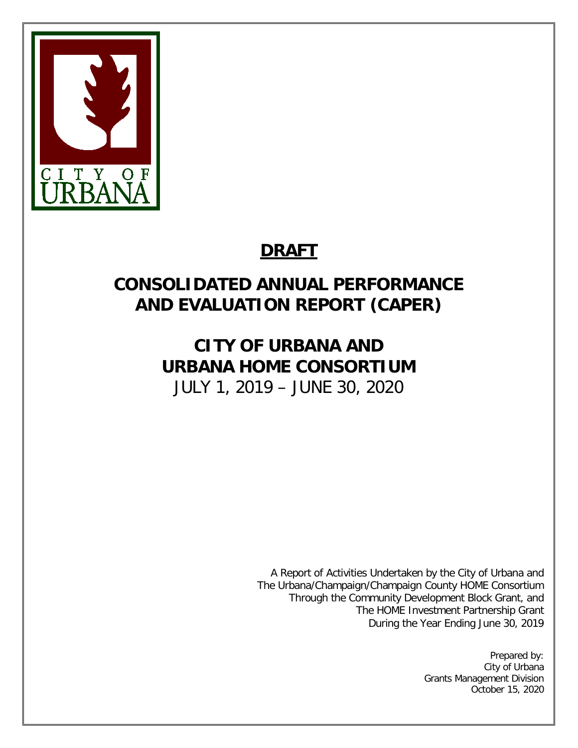CITY OF URBANA

# DRAFT

# CONSOLIDATED ANNUAL PERFORMANCE AND EVALUATION REPORT (CAPER)

# CITY OF URBANA AND URBANA HOME CONSORTIUM

JULY 1, 2019 – JUNE 30, 2020

A Report of Activities Undertaken by the City of Urbana and
The Urbana/Champaign/Champaign County HOME Consortium
Through the Community Development Block Grant, and
The HOME Investment Partnership Grant
During the Year Ending June 30, 2019

Prepared by:
City of Urbana
Grants Management Division
October 15, 2020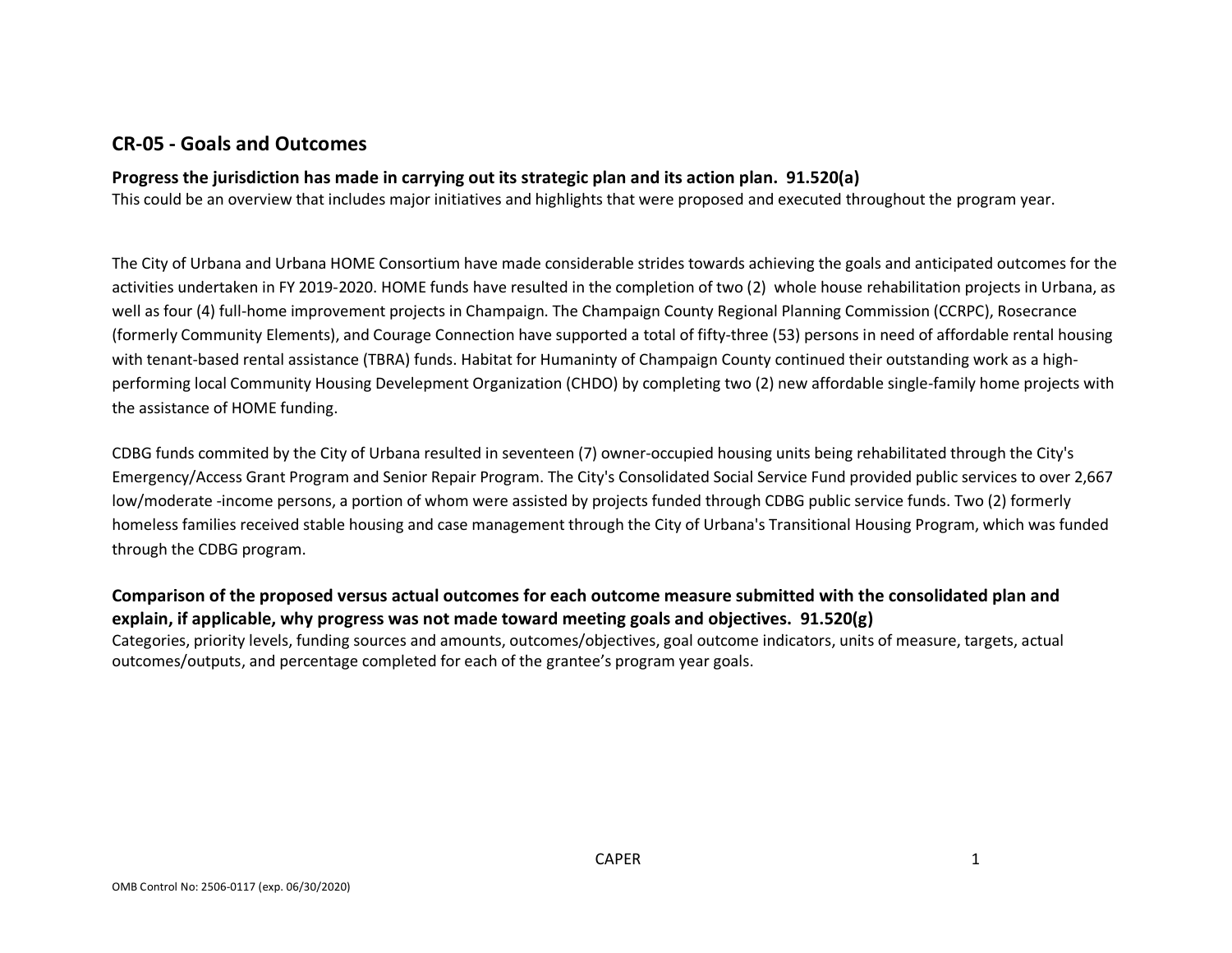## CR-05 - Goals and Outcomes

**Progress the jurisdiction has made in carrying out its strategic plan and its action plan. 91.520(a)**

This could be an overview that includes major initiatives and highlights that were proposed and executed throughout the program year.

The City of Urbana and Urbana HOME Consortium have made considerable strides towards achieving the goals and anticipated outcomes for the activities undertaken in FY 2019-2020. HOME funds have resulted in the completion of two (2) whole house rehabilitation projects in Urbana, as well as four (4) full-home improvement projects in Champaign. The Champaign County Regional Planning Commission (CCRPC), Rosecrance (formerly Community Elements), and Courage Connection have supported a total of fifty-three (53) persons in need of affordable rental housing with tenant-based rental assistance (TBRA) funds. Habitat for Humaninty of Champaign County continued their outstanding work as a high-performing local Community Housing Develepment Organization (CHDO) by completing two (2) new affordable single-family home projects with the assistance of HOME funding.

CDBG funds commited by the City of Urbana resulted in seventeen (7) owner-occupied housing units being rehabilitated through the City's Emergency/Access Grant Program and Senior Repair Program. The City's Consolidated Social Service Fund provided public services to over 2,667 low/moderate -income persons, a portion of whom were assisted by projects funded through CDBG public service funds. Two (2) formerly homeless families received stable housing and case management through the City of Urbana's Transitional Housing Program, which was funded through the CDBG program.

**Comparison of the proposed versus actual outcomes for each outcome measure submitted with the consolidated plan and explain, if applicable, why progress was not made toward meeting goals and objectives. 91.520(g)**

Categories, priority levels, funding sources and amounts, outcomes/objectives, goal outcome indicators, units of measure, targets, actual outcomes/outputs, and percentage completed for each of the grantee's program year goals.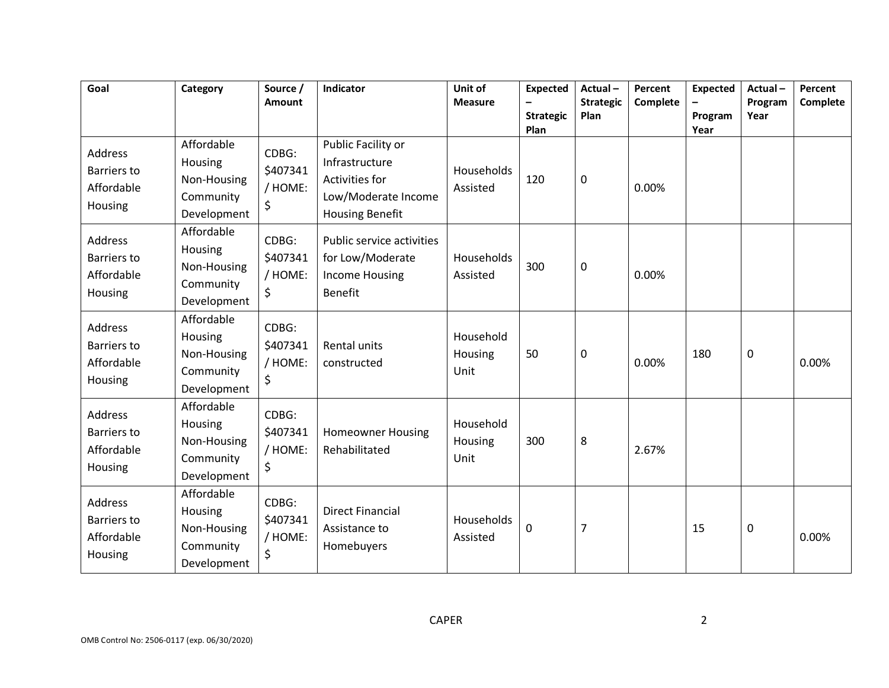| Goal | Category | Source / Amount | Indicator | Unit of Measure | Expected – Strategic Plan | Actual – Strategic Plan | Percent Complete | Expected – Program Year | Actual – Program Year | Percent Complete |
|---|---|---|---|---|---|---|---|---|---|---|
| Address Barriers to Affordable Housing | Affordable Housing Non-Housing Community Development | CDBG: $407341 / HOME: $ | Public Facility or Infrastructure Activities for Low/Moderate Income Housing Benefit | Households Assisted | 120 | 0 | 0.00% | | | |
| Address Barriers to Affordable Housing | Affordable Housing Non-Housing Community Development | CDBG: $407341 / HOME: $ | Public service activities for Low/Moderate Income Housing Benefit | Households Assisted | 300 | 0 | 0.00% | | | |
| Address Barriers to Affordable Housing | Affordable Housing Non-Housing Community Development | CDBG: $407341 / HOME: $ | Rental units constructed | Household Housing Unit | 50 | 0 | 0.00% | 180 | 0 | 0.00% |
| Address Barriers to Affordable Housing | Affordable Housing Non-Housing Community Development | CDBG: $407341 / HOME: $ | Homeowner Housing Rehabilitated | Household Housing Unit | 300 | 8 | 2.67% | | | |
| Address Barriers to Affordable Housing | Affordable Housing Non-Housing Community Development | CDBG: $407341 / HOME: $ | Direct Financial Assistance to Homebuyers | Households Assisted | 0 | 7 | | 15 | 0 | 0.00% |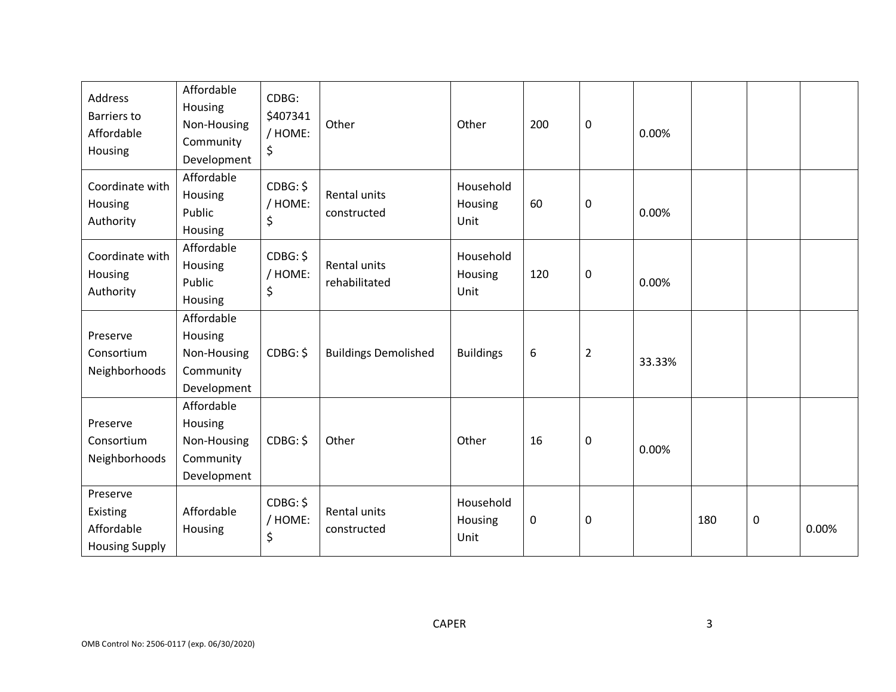| Address Barriers to Affordable Housing | Affordable Housing Non-Housing Community Development | CDBG: $407341 / HOME: $ | Other | Other | 200 | 0 | 0.00% | | | |
|---|---|---|---|---|---|---|---|---|---|---|
| Coordinate with Housing Authority | Affordable Housing Public Housing | CDBG: $ / HOME: $ | Rental units constructed | Household Housing Unit | 60 | 0 | 0.00% | | | |
| Coordinate with Housing Authority | Affordable Housing Public Housing | CDBG: $ / HOME: $ | Rental units rehabilitated | Household Housing Unit | 120 | 0 | 0.00% | | | |
| Preserve Consortium Neighborhoods | Affordable Housing Non-Housing Community Development | CDBG: $ | Buildings Demolished | Buildings | 6 | 2 | 33.33% | | | |
| Preserve Consortium Neighborhoods | Affordable Housing Non-Housing Community Development | CDBG: $ | Other | Other | 16 | 0 | 0.00% | | | |
| Preserve Existing Affordable Housing Supply | Affordable Housing | CDBG: $ / HOME: $ | Rental units constructed | Household Housing Unit | 0 | 0 | | 180 | 0 | 0.00% |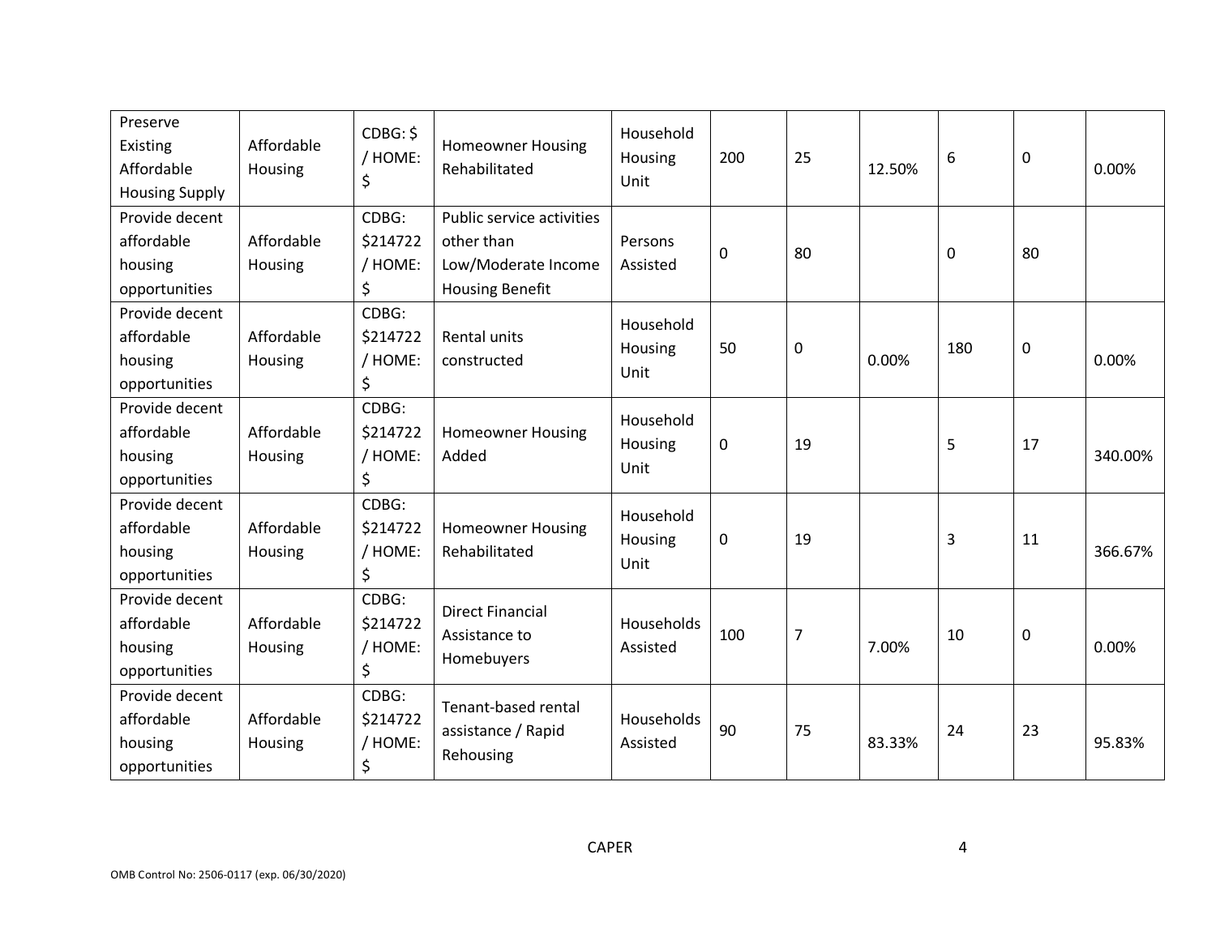| Preserve Existing Affordable Housing Supply | Affordable Housing | CDBG: $ / HOME: $ | Homeowner Housing Rehabilitated | Household Housing Unit | 200 | 25 | 12.50% | 6 | 0 | 0.00% |
|---|---|---|---|---|---|---|---|---|---|---|
| Provide decent affordable housing opportunities | Affordable Housing | CDBG: $214722 / HOME: $ | Public service activities other than Low/Moderate Income Housing Benefit | Persons Assisted | 0 | 80 | | 0 | 80 | |
| Provide decent affordable housing opportunities | Affordable Housing | CDBG: $214722 / HOME: $ | Rental units constructed | Household Housing Unit | 50 | 0 | 0.00% | 180 | 0 | 0.00% |
| Provide decent affordable housing opportunities | Affordable Housing | CDBG: $214722 / HOME: $ | Homeowner Housing Added | Household Housing Unit | 0 | 19 | | 5 | 17 | 340.00% |
| Provide decent affordable housing opportunities | Affordable Housing | CDBG: $214722 / HOME: $ | Homeowner Housing Rehabilitated | Household Housing Unit | 0 | 19 | | 3 | 11 | 366.67% |
| Provide decent affordable housing opportunities | Affordable Housing | CDBG: $214722 / HOME: $ | Direct Financial Assistance to Homebuyers | Households Assisted | 100 | 7 | 7.00% | 10 | 0 | 0.00% |
| Provide decent affordable housing opportunities | Affordable Housing | CDBG: $214722 / HOME: $ | Tenant-based rental assistance / Rapid Rehousing | Households Assisted | 90 | 75 | 83.33% | 24 | 23 | 95.83% |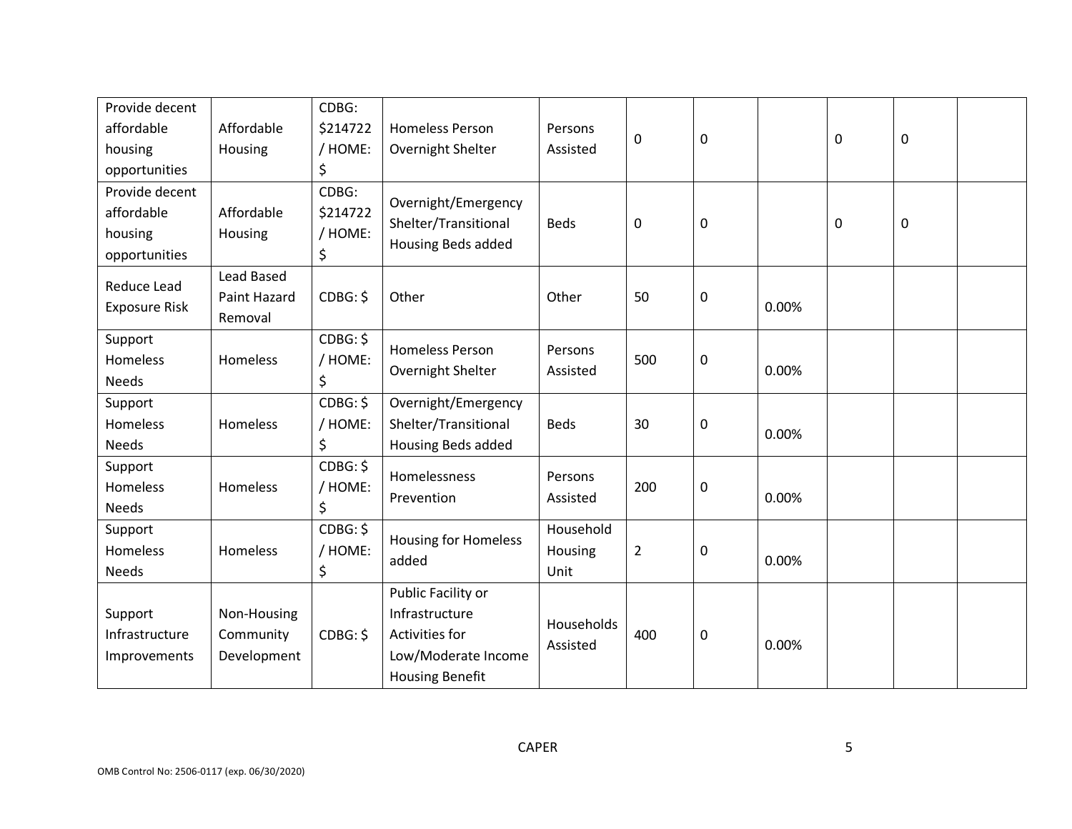| | | | | | | | | | | |
|---|---|---|---|---|---|---|---|---|---|---|
| Provide decent affordable housing opportunities | Affordable Housing | CDBG: $214722 / HOME: $ | Homeless Person Overnight Shelter | Persons Assisted | 0 | 0 | | 0 | 0 | |
| Provide decent affordable housing opportunities | Affordable Housing | CDBG: $214722 / HOME: $ | Overnight/Emergency Shelter/Transitional Housing Beds added | Beds | 0 | 0 | | 0 | 0 | |
| Reduce Lead Exposure Risk | Lead Based Paint Hazard Removal | CDBG: $ | Other | Other | 50 | 0 | 0.00% | | | |
| Support Homeless Needs | Homeless | CDBG: $ / HOME: $ | Homeless Person Overnight Shelter | Persons Assisted | 500 | 0 | 0.00% | | | |
| Support Homeless Needs | Homeless | CDBG: $ / HOME: $ | Overnight/Emergency Shelter/Transitional Housing Beds added | Beds | 30 | 0 | 0.00% | | | |
| Support Homeless Needs | Homeless | CDBG: $ / HOME: $ | Homelessness Prevention | Persons Assisted | 200 | 0 | 0.00% | | | |
| Support Homeless Needs | Homeless | CDBG: $ / HOME: $ | Housing for Homeless added | Household Housing Unit | 2 | 0 | 0.00% | | | |
| Support Infrastructure Improvements | Non-Housing Community Development | CDBG: $ | Public Facility or Infrastructure Activities for Low/Moderate Income Housing Benefit | Households Assisted | 400 | 0 | 0.00% | | | |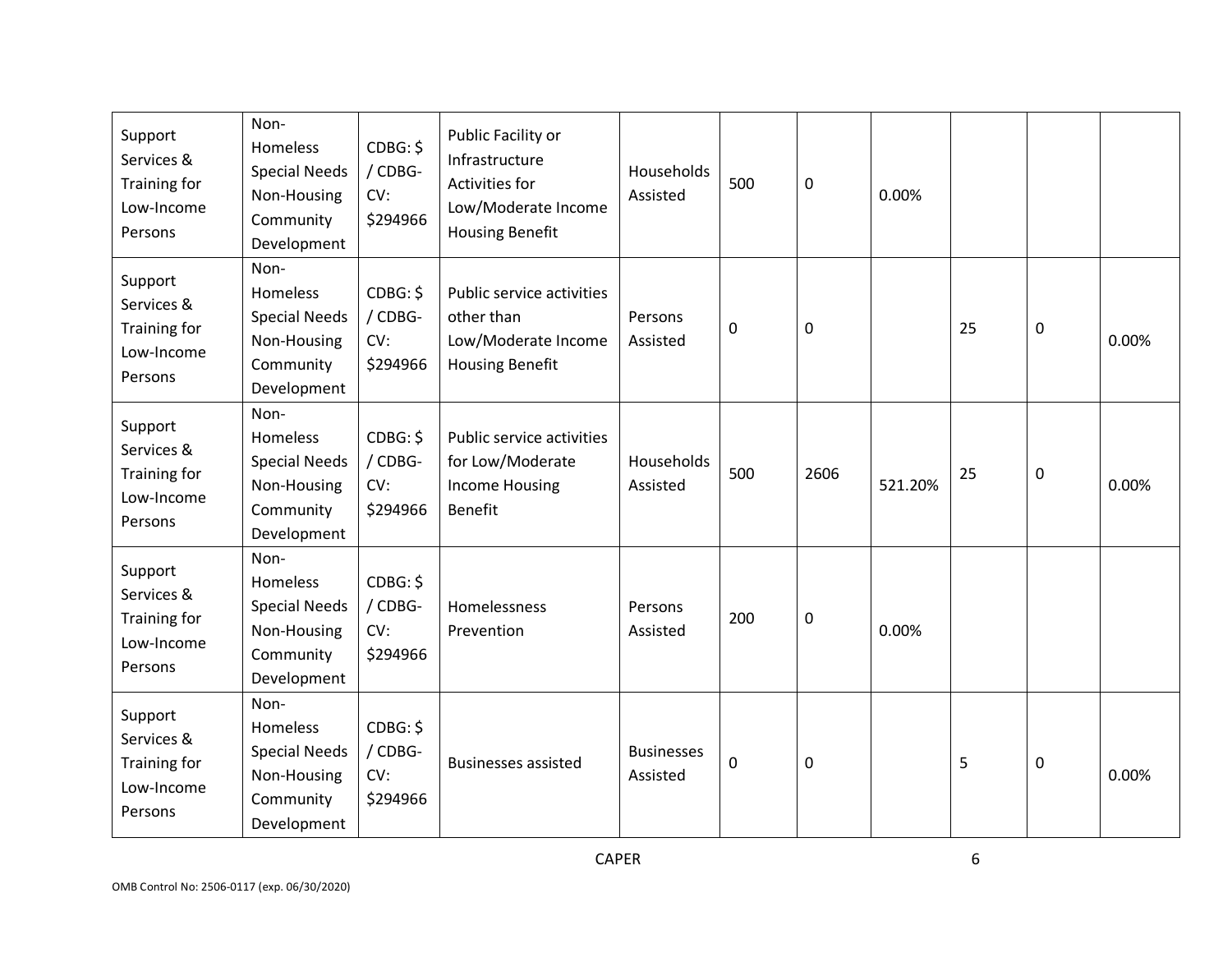| | | | | | | | | | | |
|---|---|---|---|---|---|---|---|---|---|---|
| Support Services & Training for Low-Income Persons | Non-Homeless Special Needs Non-Housing Community Development | CDBG: $ / CDBG-CV: $294966 | Public Facility or Infrastructure Activities for Low/Moderate Income Housing Benefit | Households Assisted | 500 | 0 | 0.00% | | | |
| Support Services & Training for Low-Income Persons | Non-Homeless Special Needs Non-Housing Community Development | CDBG: $ / CDBG-CV: $294966 | Public service activities other than Low/Moderate Income Housing Benefit | Persons Assisted | 0 | 0 | | 25 | 0 | 0.00% |
| Support Services & Training for Low-Income Persons | Non-Homeless Special Needs Non-Housing Community Development | CDBG: $ / CDBG-CV: $294966 | Public service activities for Low/Moderate Income Housing Benefit | Households Assisted | 500 | 2606 | 521.20% | 25 | 0 | 0.00% |
| Support Services & Training for Low-Income Persons | Non-Homeless Special Needs Non-Housing Community Development | CDBG: $ / CDBG-CV: $294966 | Homelessness Prevention | Persons Assisted | 200 | 0 | 0.00% | | | |
| Support Services & Training for Low-Income Persons | Non-Homeless Special Needs Non-Housing Community Development | CDBG: $ / CDBG-CV: $294966 | Businesses assisted | Businesses Assisted | 0 | 0 | | 5 | 0 | 0.00% |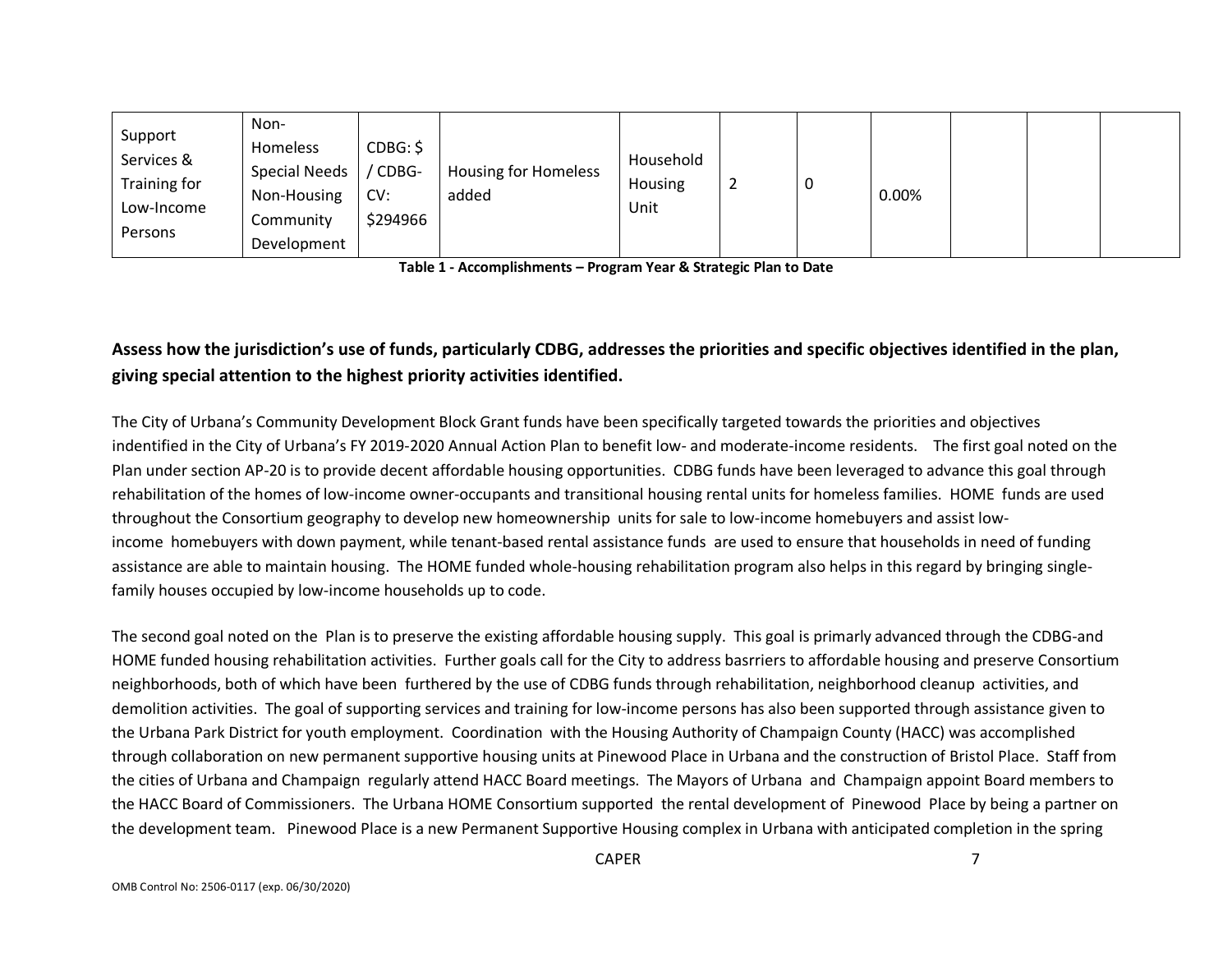| Support Services & Training for Low-Income Persons | Non-Homeless Special Needs Non-Housing Community Development | CDBG: $ / CDBG-CV: $294966 | Housing for Homeless added | Household Housing Unit | 2 | 0 | 0.00% | | | |
|---|---|---|---|---|---|---|---|---|---|---|

**Table 1 - Accomplishments – Program Year & Strategic Plan to Date**

## Assess how the jurisdiction's use of funds, particularly CDBG, addresses the priorities and specific objectives identified in the plan, giving special attention to the highest priority activities identified.

The City of Urbana's Community Development Block Grant funds have been specifically targeted towards the priorities and objectives indentified in the City of Urbana's FY 2019-2020 Annual Action Plan to benefit low- and moderate-income residents. The first goal noted on the Plan under section AP-20 is to provide decent affordable housing opportunities. CDBG funds have been leveraged to advance this goal through rehabilitation of the homes of low-income owner-occupants and transitional housing rental units for homeless families. HOME funds are used throughout the Consortium geography to develop new homeownership units for sale to low-income homebuyers and assist low-income homebuyers with down payment, while tenant-based rental assistance funds are used to ensure that households in need of funding assistance are able to maintain housing. The HOME funded whole-housing rehabilitation program also helps in this regard by bringing single-family houses occupied by low-income households up to code.

The second goal noted on the Plan is to preserve the existing affordable housing supply. This goal is primarily advanced through the CDBG-and HOME funded housing rehabilitation activities. Further goals call for the City to address basrriers to affordable housing and preserve Consortium neighborhoods, both of which have been furthered by the use of CDBG funds through rehabilitation, neighborhood cleanup activities, and demolition activities. The goal of supporting services and training for low-income persons has also been supported through assistance given to the Urbana Park District for youth employment. Coordination with the Housing Authority of Champaign County (HACC) was accomplished through collaboration on new permanent supportive housing units at Pinewood Place in Urbana and the construction of Bristol Place. Staff from the cities of Urbana and Champaign regularly attend HACC Board meetings. The Mayors of Urbana and Champaign appoint Board members to the HACC Board of Commissioners. The Urbana HOME Consortium supported the rental development of Pinewood Place by being a partner on the development team. Pinewood Place is a new Permanent Supportive Housing complex in Urbana with anticipated completion in the spring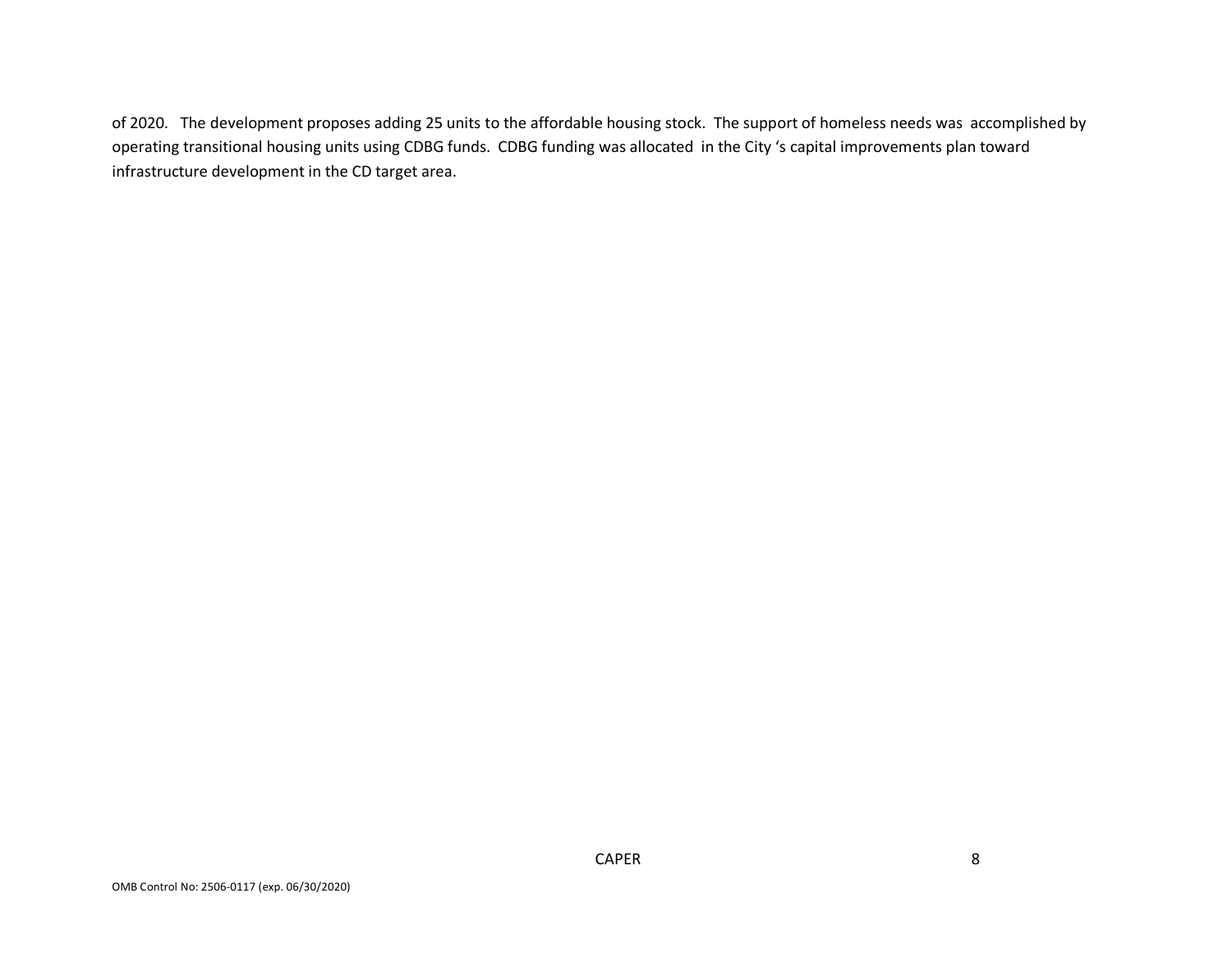of 2020. The development proposes adding 25 units to the affordable housing stock. The support of homeless needs was accomplished by operating transitional housing units using CDBG funds. CDBG funding was allocated in the City 's capital improvements plan toward infrastructure development in the CD target area.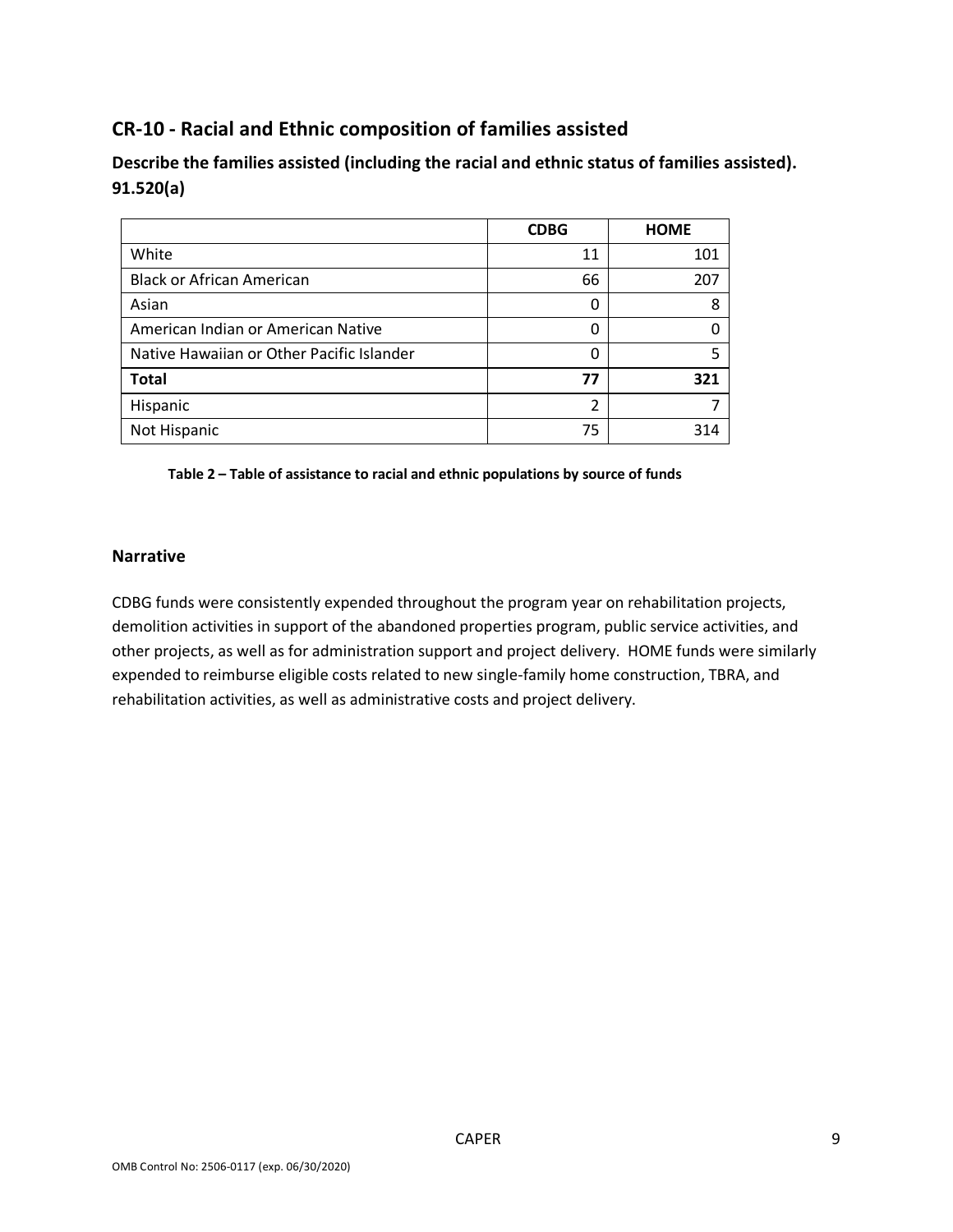## CR-10 - Racial and Ethnic composition of families assisted

### Describe the families assisted (including the racial and ethnic status of families assisted). 91.520(a)

| | CDBG | HOME |
|---|---|---|
| White | 11 | 101 |
| Black or African American | 66 | 207 |
| Asian | 0 | 8 |
| American Indian or American Native | 0 | 0 |
| Native Hawaiian or Other Pacific Islander | 0 | 5 |
| **Total** | **77** | **321** |
| Hispanic | 2 | 7 |
| Not Hispanic | 75 | 314 |

**Table 2 – Table of assistance to racial and ethnic populations by source of funds**

### Narrative

CDBG funds were consistently expended throughout the program year on rehabilitation projects, demolition activities in support of the abandoned properties program, public service activities, and other projects, as well as for administration support and project delivery. HOME funds were similarly expended to reimburse eligible costs related to new single-family home construction, TBRA, and rehabilitation activities, as well as administrative costs and project delivery.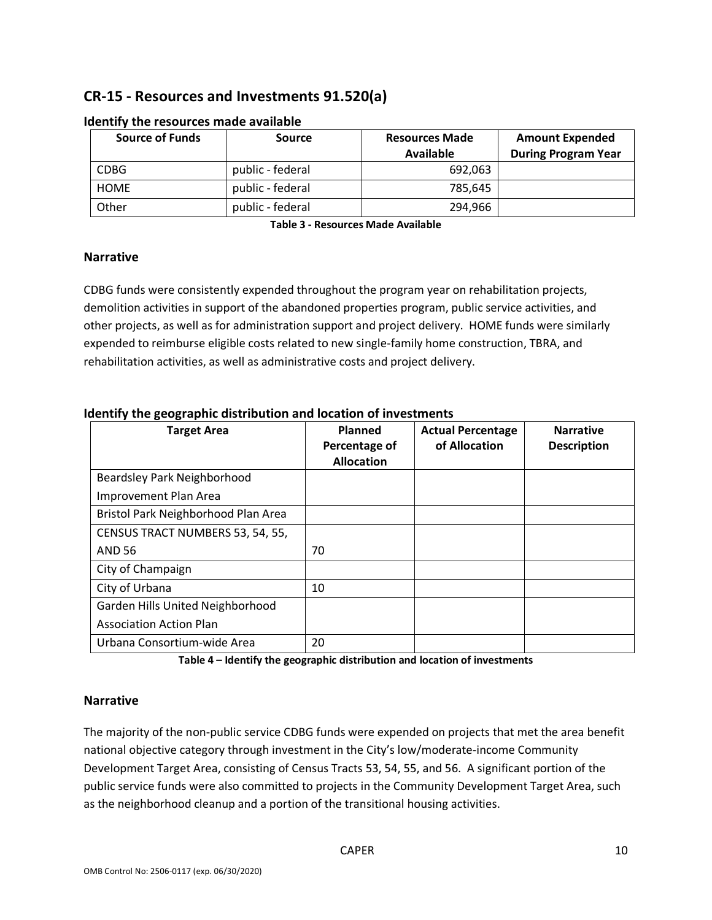## CR-15 - Resources and Investments 91.520(a)

### Identify the resources made available

| Source of Funds | Source | Resources Made Available | Amount Expended During Program Year |
|---|---|---|---|
| CDBG | public - federal | 692,063 | |
| HOME | public - federal | 785,645 | |
| Other | public - federal | 294,966 | |

**Table 3 - Resources Made Available**

### Narrative

CDBG funds were consistently expended throughout the program year on rehabilitation projects, demolition activities in support of the abandoned properties program, public service activities, and other projects, as well as for administration support and project delivery. HOME funds were similarly expended to reimburse eligible costs related to new single-family home construction, TBRA, and rehabilitation activities, as well as administrative costs and project delivery.

### Identify the geographic distribution and location of investments

| Target Area | Planned Percentage of Allocation | Actual Percentage of Allocation | Narrative Description |
|---|---|---|---|
| Beardsley Park Neighborhood Improvement Plan Area | | | |
| Bristol Park Neighborhood Plan Area | | | |
| CENSUS TRACT NUMBERS 53, 54, 55, AND 56 | 70 | | |
| City of Champaign | | | |
| City of Urbana | 10 | | |
| Garden Hills United Neighborhood Association Action Plan | | | |
| Urbana Consortium-wide Area | 20 | | |

**Table 4 – Identify the geographic distribution and location of investments**

### Narrative

The majority of the non-public service CDBG funds were expended on projects that met the area benefit national objective category through investment in the City's low/moderate-income Community Development Target Area, consisting of Census Tracts 53, 54, 55, and 56. A significant portion of the public service funds were also committed to projects in the Community Development Target Area, such as the neighborhood cleanup and a portion of the transitional housing activities.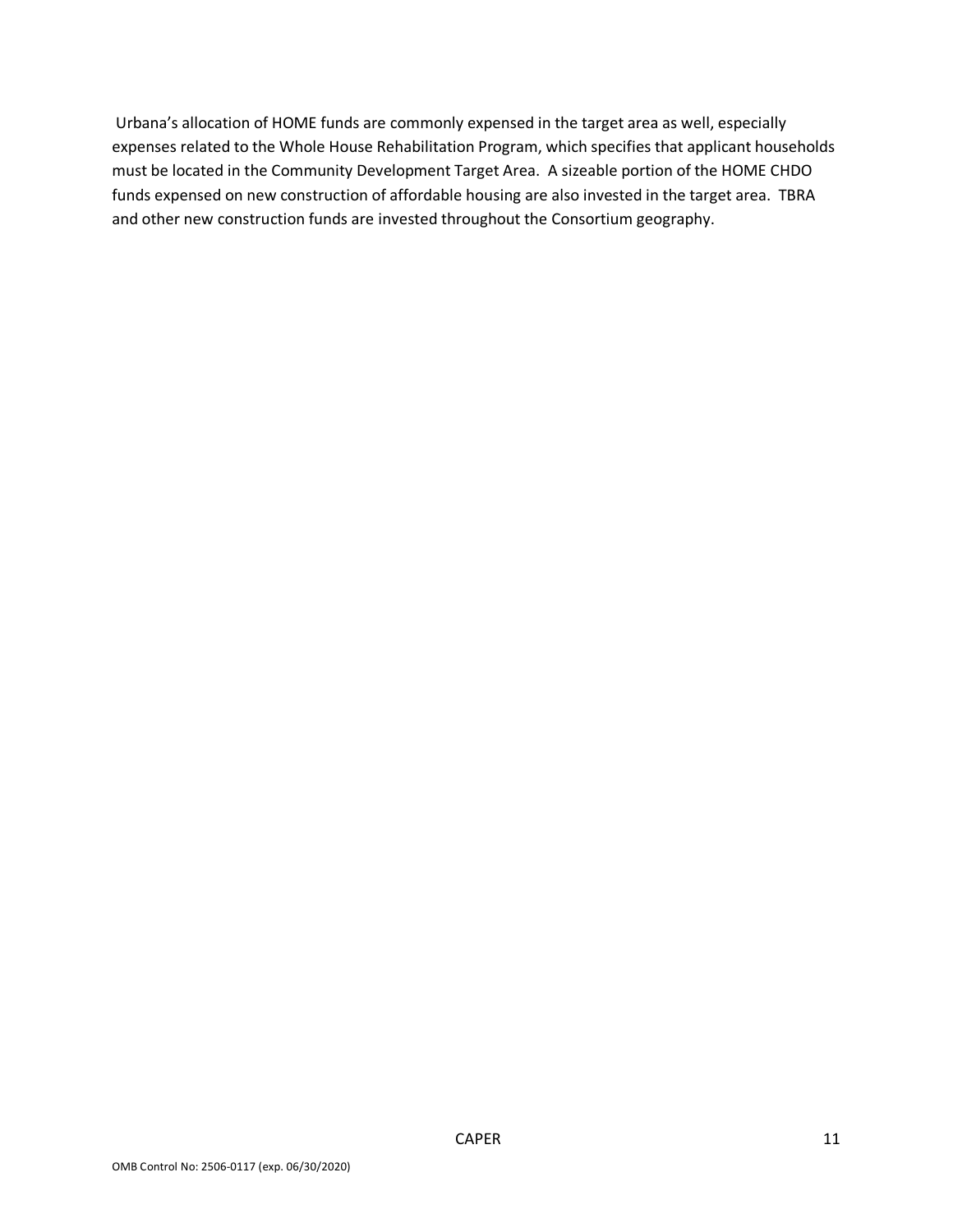Urbana's allocation of HOME funds are commonly expensed in the target area as well, especially expenses related to the Whole House Rehabilitation Program, which specifies that applicant households must be located in the Community Development Target Area. A sizeable portion of the HOME CHDO funds expensed on new construction of affordable housing are also invested in the target area. TBRA and other new construction funds are invested throughout the Consortium geography.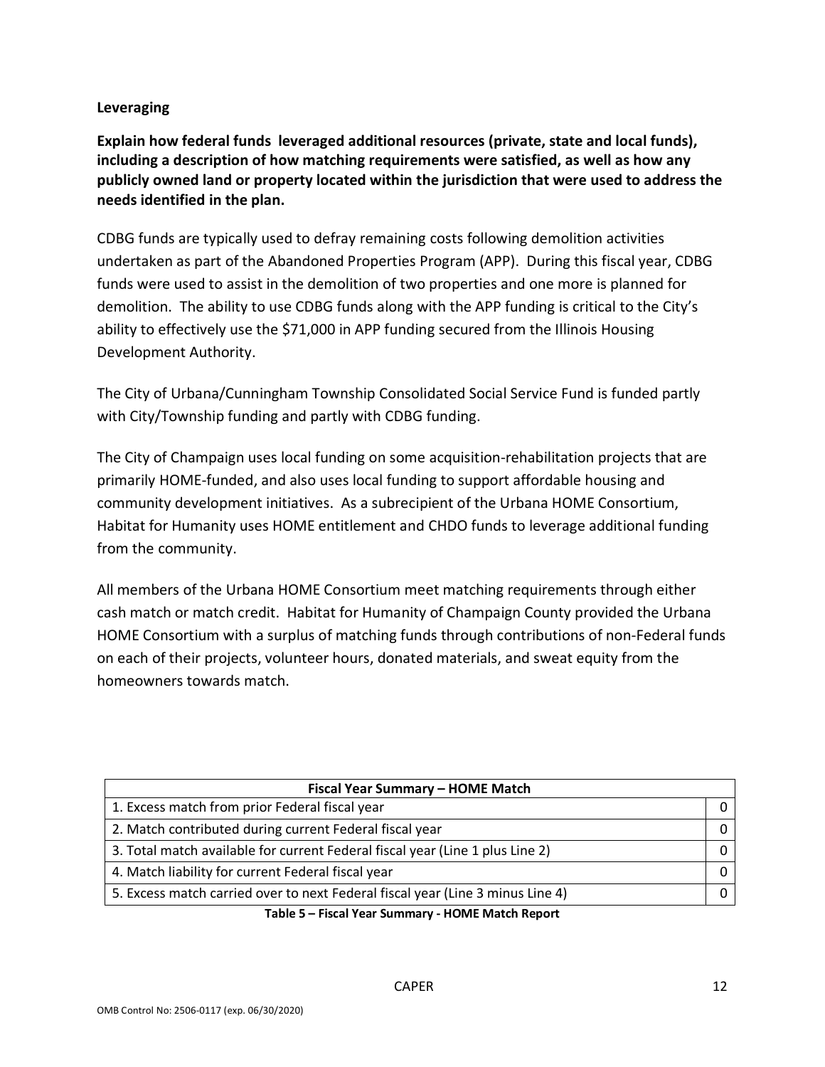**Leveraging**

**Explain how federal funds leveraged additional resources (private, state and local funds), including a description of how matching requirements were satisfied, as well as how any publicly owned land or property located within the jurisdiction that were used to address the needs identified in the plan.**

CDBG funds are typically used to defray remaining costs following demolition activities undertaken as part of the Abandoned Properties Program (APP). During this fiscal year, CDBG funds were used to assist in the demolition of two properties and one more is planned for demolition. The ability to use CDBG funds along with the APP funding is critical to the City's ability to effectively use the $71,000 in APP funding secured from the Illinois Housing Development Authority.

The City of Urbana/Cunningham Township Consolidated Social Service Fund is funded partly with City/Township funding and partly with CDBG funding.

The City of Champaign uses local funding on some acquisition-rehabilitation projects that are primarily HOME-funded, and also uses local funding to support affordable housing and community development initiatives. As a subrecipient of the Urbana HOME Consortium, Habitat for Humanity uses HOME entitlement and CHDO funds to leverage additional funding from the community.

All members of the Urbana HOME Consortium meet matching requirements through either cash match or match credit. Habitat for Humanity of Champaign County provided the Urbana HOME Consortium with a surplus of matching funds through contributions of non-Federal funds on each of their projects, volunteer hours, donated materials, and sweat equity from the homeowners towards match.

| Fiscal Year Summary – HOME Match | |
|---|---|
| 1. Excess match from prior Federal fiscal year | 0 |
| 2. Match contributed during current Federal fiscal year | 0 |
| 3. Total match available for current Federal fiscal year (Line 1 plus Line 2) | 0 |
| 4. Match liability for current Federal fiscal year | 0 |
| 5. Excess match carried over to next Federal fiscal year (Line 3 minus Line 4) | 0 |

**Table 5 – Fiscal Year Summary - HOME Match Report**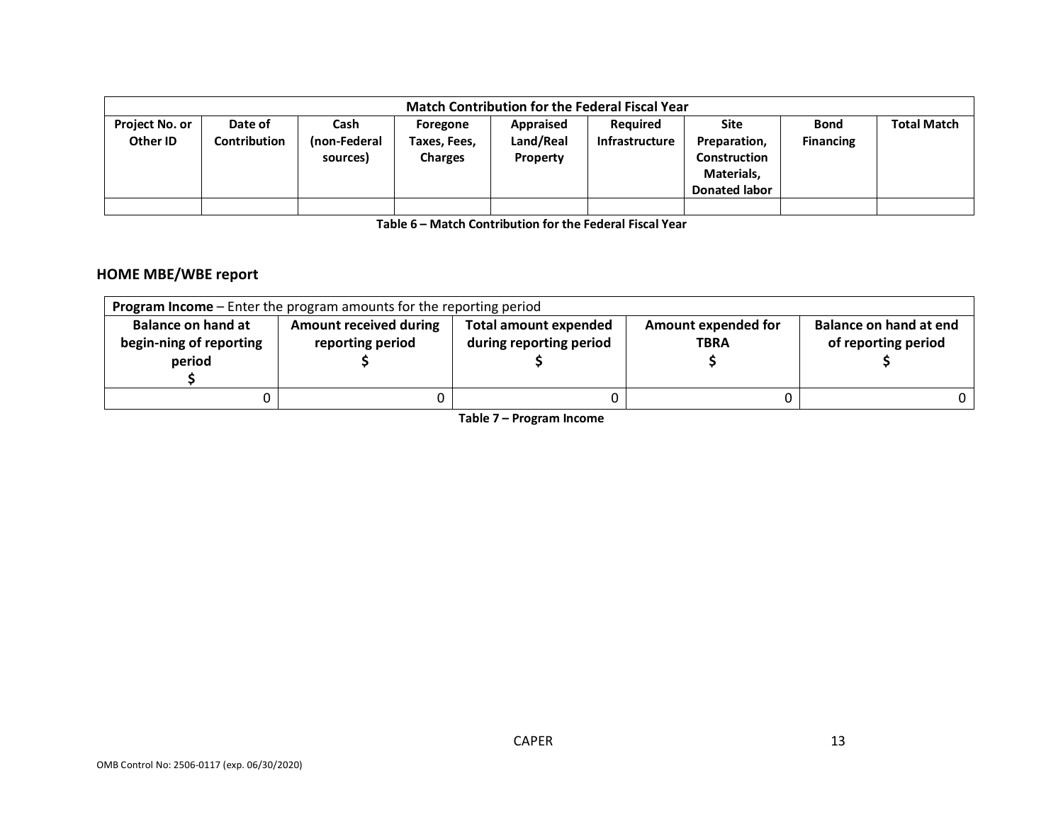| Match Contribution for the Federal Fiscal Year | | | | | | | | |
|---|---|---|---|---|---|---|---|---|
| Project No. or Other ID | Date of Contribution | Cash (non-Federal sources) | Foregone Taxes, Fees, Charges | Appraised Land/Real Property | Required Infrastructure | Site Preparation, Construction Materials, Donated labor | Bond Financing | Total Match |
| | | | | | | | | |

**Table 6 – Match Contribution for the Federal Fiscal Year**

## HOME MBE/WBE report

| **Program Income** – Enter the program amounts for the reporting period | | | | |
|---|---|---|---|---|
| **Balance on hand at begin-ning of reporting period $** | **Amount received during reporting period $** | **Total amount expended during reporting period $** | **Amount expended for TBRA $** | **Balance on hand at end of reporting period $** |
| 0 | 0 | 0 | 0 | 0 |

**Table 7 – Program Income**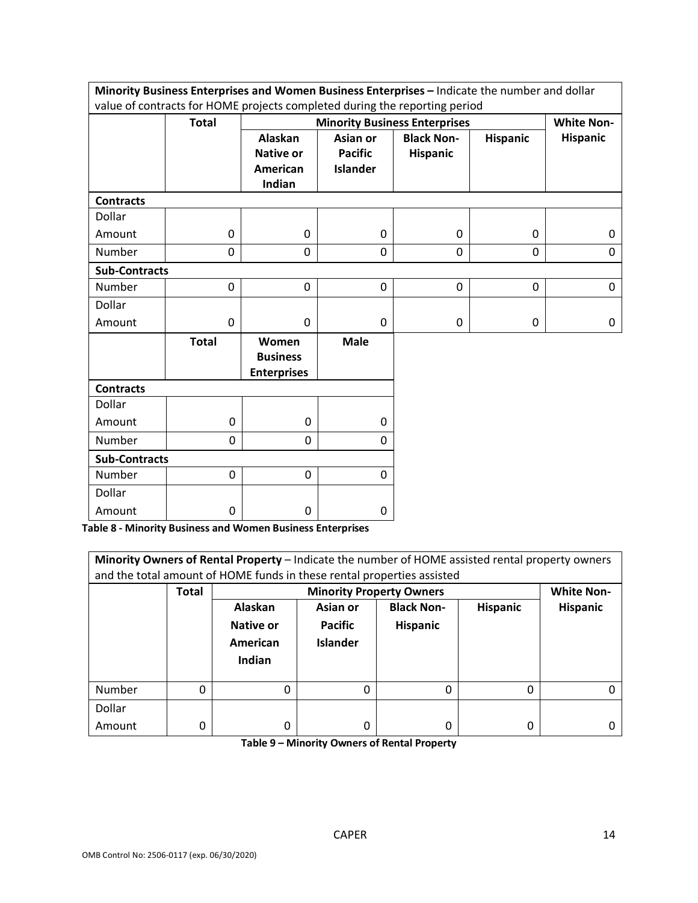| **Minority Business Enterprises and Women Business Enterprises –** Indicate the number and dollar value of contracts for HOME projects completed during the reporting period | | | | | | |
|---|---|---|---|---|---|---|
| | **Total** | **Minority Business Enterprises** | | | | **White Non-Hispanic** |
| | | **Alaskan Native or American Indian** | **Asian or Pacific Islander** | **Black Non-Hispanic** | **Hispanic** | |
| **Contracts** | | | | | | |
| Dollar Amount | 0 | 0 | 0 | 0 | 0 | 0 |
| Number | 0 | 0 | 0 | 0 | 0 | 0 |
| **Sub-Contracts** | | | | | | |
| Number | 0 | 0 | 0 | 0 | 0 | 0 |
| Dollar Amount | 0 | 0 | 0 | 0 | 0 | 0 |

| | **Total** | **Women Business Enterprises** | **Male** |
|---|---|---|---|
| **Contracts** | | | |
| Dollar Amount | 0 | 0 | 0 |
| Number | 0 | 0 | 0 |
| **Sub-Contracts** | | | |
| Number | 0 | 0 | 0 |
| Dollar Amount | 0 | 0 | 0 |

**Table 8 - Minority Business and Women Business Enterprises**

| **Minority Owners of Rental Property** – Indicate the number of HOME assisted rental property owners and the total amount of HOME funds in these rental properties assisted | | | | | | |
|---|---|---|---|---|---|---|
| | **Total** | **Minority Property Owners** | | | | **White Non-Hispanic** |
| | | **Alaskan Native or American Indian** | **Asian or Pacific Islander** | **Black Non-Hispanic** | **Hispanic** | |
| Number | 0 | 0 | 0 | 0 | 0 | 0 |
| Dollar Amount | 0 | 0 | 0 | 0 | 0 | 0 |

**Table 9 – Minority Owners of Rental Property**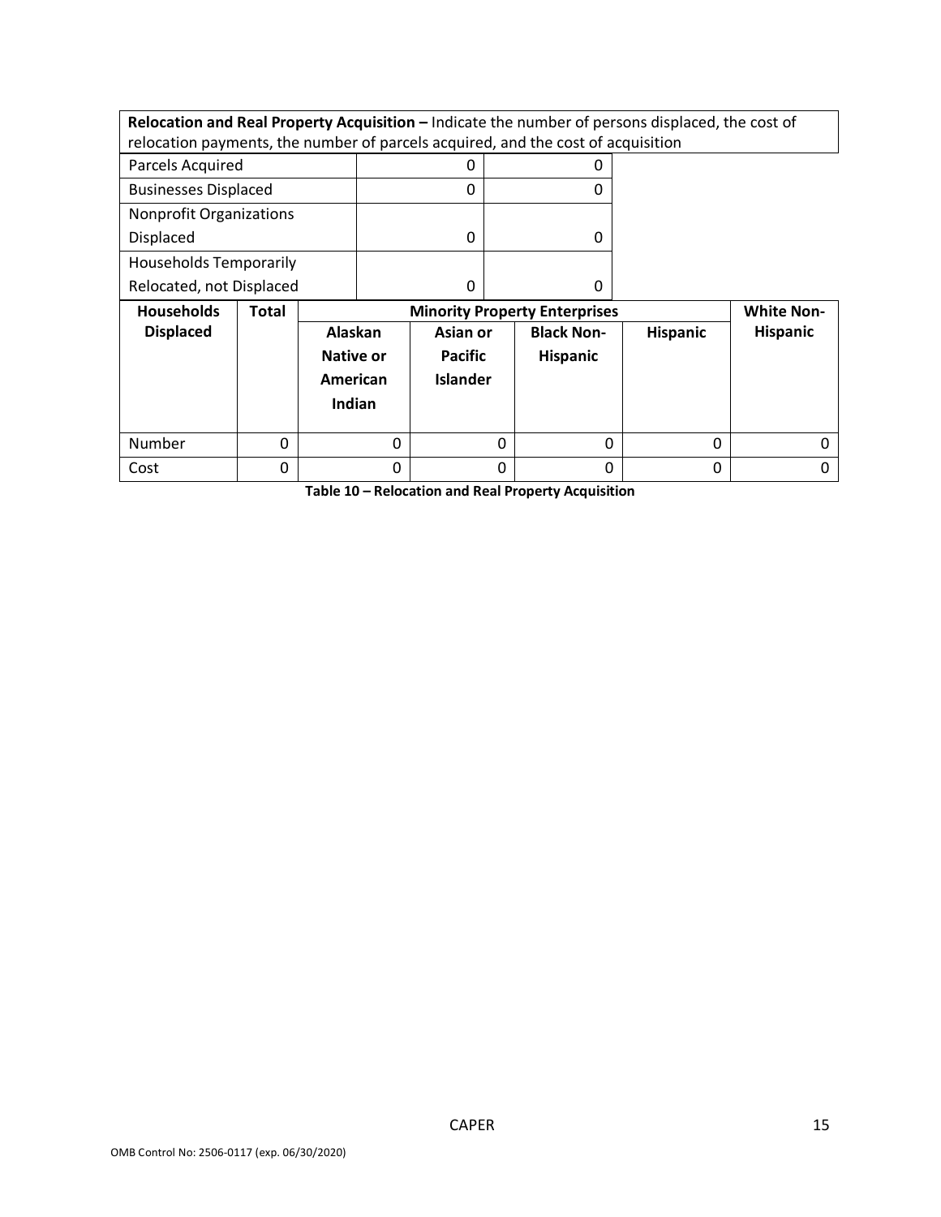**Relocation and Real Property Acquisition –** Indicate the number of persons displaced, the cost of relocation payments, the number of parcels acquired, and the cost of acquisition

| Households Displaced | Total | Minority Property Enterprises | | | | White Non-Hispanic |
|---|---|---|---|---|---|---|
| | | Alaskan Native or American Indian | Asian or Pacific Islander | Black Non-Hispanic | Hispanic | |
| Parcels Acquired | 0 | 0 | | | | |
| Businesses Displaced | 0 | 0 | | | | |
| Nonprofit Organizations Displaced | 0 | 0 | | | | |
| Households Temporarily Relocated, not Displaced | 0 | 0 | | | | |
| Number | 0 | 0 | 0 | 0 | 0 | 0 |
| Cost | 0 | 0 | 0 | 0 | 0 | 0 |

**Table 10 – Relocation and Real Property Acquisition**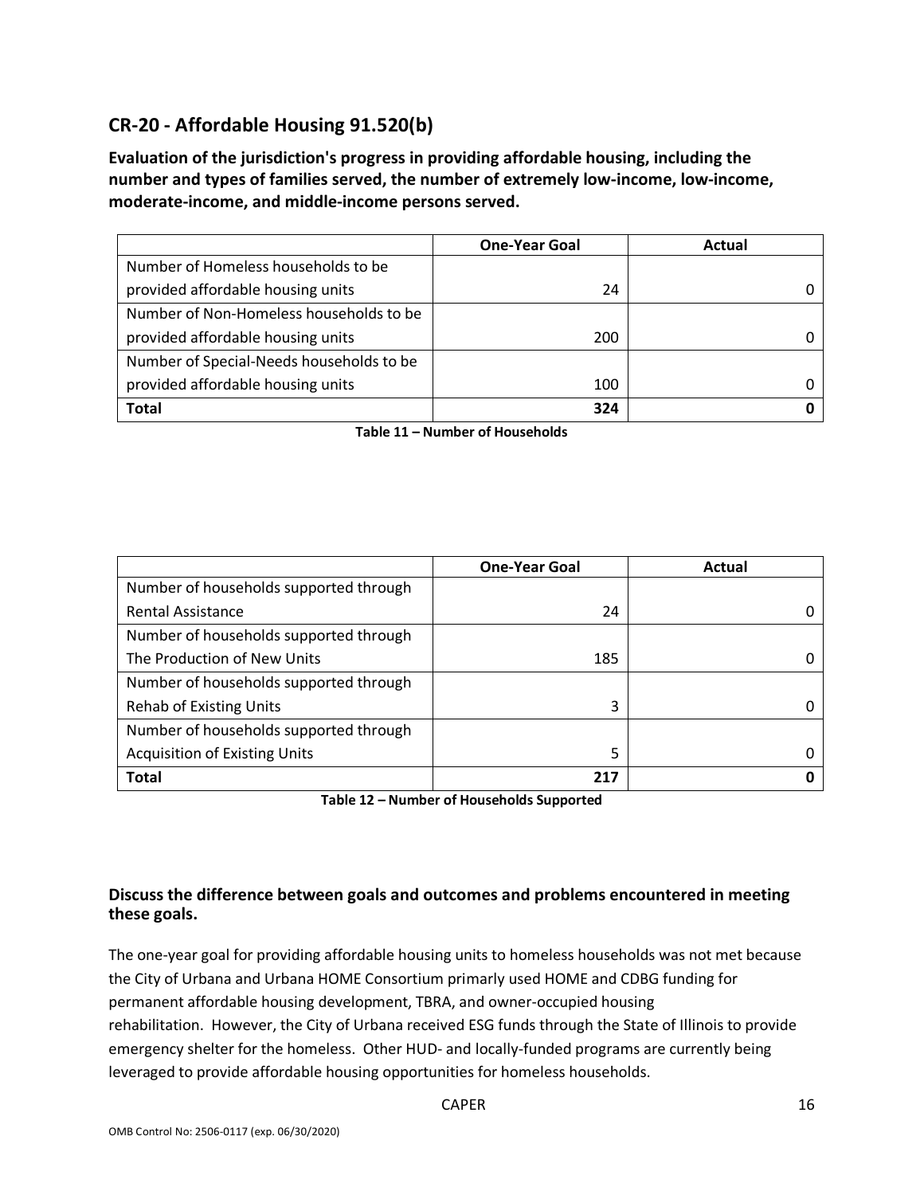## CR-20 - Affordable Housing 91.520(b)

**Evaluation of the jurisdiction's progress in providing affordable housing, including the number and types of families served, the number of extremely low-income, low-income, moderate-income, and middle-income persons served.**

| | One-Year Goal | Actual |
|---|---|---|
| Number of Homeless households to be provided affordable housing units | 24 | 0 |
| Number of Non-Homeless households to be provided affordable housing units | 200 | 0 |
| Number of Special-Needs households to be provided affordable housing units | 100 | 0 |
| **Total** | **324** | **0** |

**Table 11 – Number of Households**

| | One-Year Goal | Actual |
|---|---|---|
| Number of households supported through Rental Assistance | 24 | 0 |
| Number of households supported through The Production of New Units | 185 | 0 |
| Number of households supported through Rehab of Existing Units | 3 | 0 |
| Number of households supported through Acquisition of Existing Units | 5 | 0 |
| **Total** | **217** | **0** |

**Table 12 – Number of Households Supported**

### Discuss the difference between goals and outcomes and problems encountered in meeting these goals.

The one-year goal for providing affordable housing units to homeless households was not met because the City of Urbana and Urbana HOME Consortium primarily used HOME and CDBG funding for permanent affordable housing development, TBRA, and owner-occupied housing rehabilitation. However, the City of Urbana received ESG funds through the State of Illinois to provide emergency shelter for the homeless. Other HUD- and locally-funded programs are currently being leveraged to provide affordable housing opportunities for homeless households.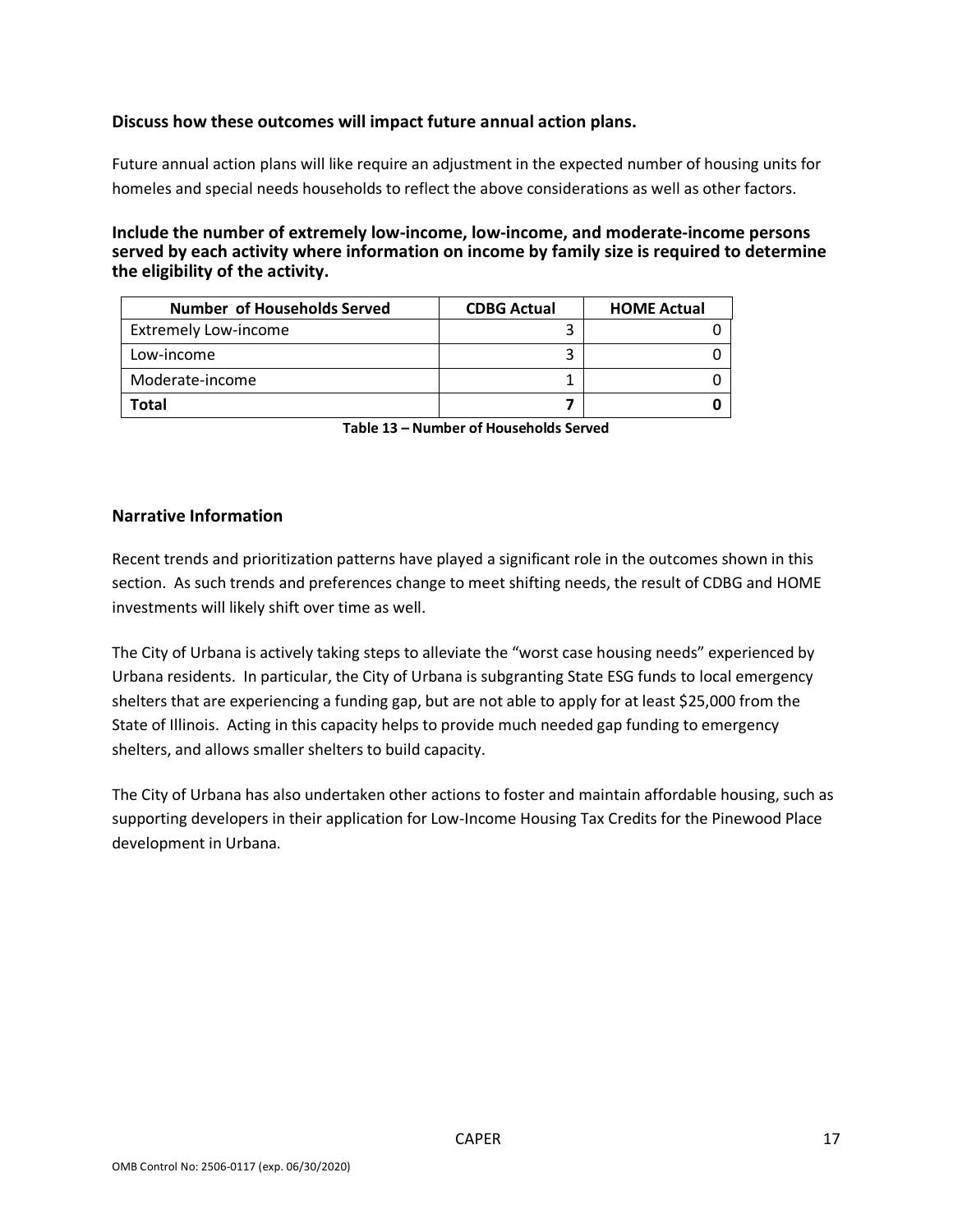**Discuss how these outcomes will impact future annual action plans.**

Future annual action plans will like require an adjustment in the expected number of housing units for homeles and special needs households to reflect the above considerations as well as other factors.

**Include the number of extremely low-income, low-income, and moderate-income persons served by each activity where information on income by family size is required to determine the eligibility of the activity.**

| Number of Households Served | CDBG Actual | HOME Actual |
|---|---|---|
| Extremely Low-income | 3 | 0 |
| Low-income | 3 | 0 |
| Moderate-income | 1 | 0 |
| **Total** | **7** | **0** |

**Table 13 – Number of Households Served**

## Narrative Information

Recent trends and prioritization patterns have played a significant role in the outcomes shown in this section. As such trends and preferences change to meet shifting needs, the result of CDBG and HOME investments will likely shift over time as well.

The City of Urbana is actively taking steps to alleviate the "worst case housing needs" experienced by Urbana residents. In particular, the City of Urbana is subgranting State ESG funds to local emergency shelters that are experiencing a funding gap, but are not able to apply for at least $25,000 from the State of Illinois. Acting in this capacity helps to provide much needed gap funding to emergency shelters, and allows smaller shelters to build capacity.

The City of Urbana has also undertaken other actions to foster and maintain affordable housing, such as supporting developers in their application for Low-Income Housing Tax Credits for the Pinewood Place development in Urbana.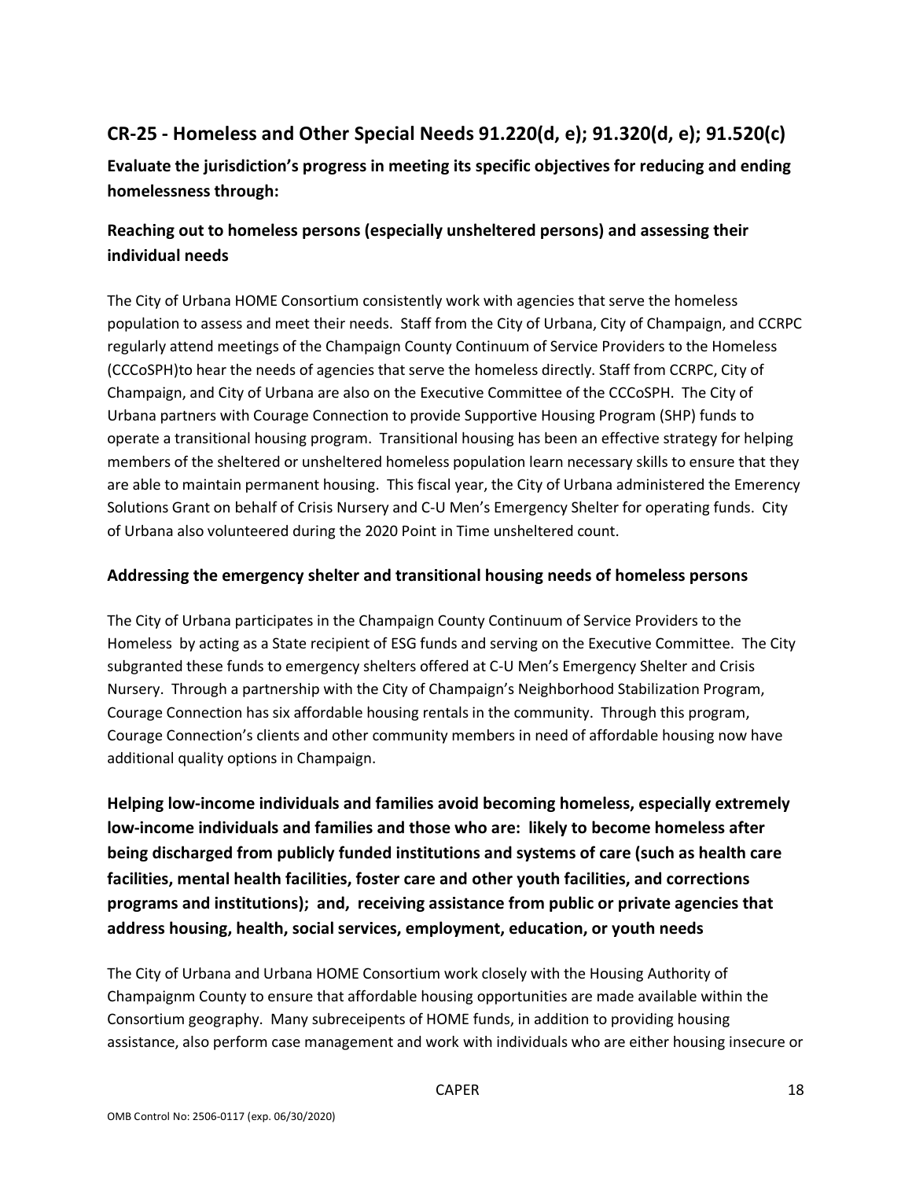## CR-25 - Homeless and Other Special Needs 91.220(d, e); 91.320(d, e); 91.520(c)

**Evaluate the jurisdiction's progress in meeting its specific objectives for reducing and ending homelessness through:**

### Reaching out to homeless persons (especially unsheltered persons) and assessing their individual needs

The City of Urbana HOME Consortium consistently work with agencies that serve the homeless population to assess and meet their needs. Staff from the City of Urbana, City of Champaign, and CCRPC regularly attend meetings of the Champaign County Continuum of Service Providers to the Homeless (CCCoSPH)to hear the needs of agencies that serve the homeless directly. Staff from CCRPC, City of Champaign, and City of Urbana are also on the Executive Committee of the CCCoSPH. The City of Urbana partners with Courage Connection to provide Supportive Housing Program (SHP) funds to operate a transitional housing program. Transitional housing has been an effective strategy for helping members of the sheltered or unsheltered homeless population learn necessary skills to ensure that they are able to maintain permanent housing. This fiscal year, the City of Urbana administered the Emerency Solutions Grant on behalf of Crisis Nursery and C-U Men's Emergency Shelter for operating funds. City of Urbana also volunteered during the 2020 Point in Time unsheltered count.

### Addressing the emergency shelter and transitional housing needs of homeless persons

The City of Urbana participates in the Champaign County Continuum of Service Providers to the Homeless by acting as a State recipient of ESG funds and serving on the Executive Committee. The City subgranted these funds to emergency shelters offered at C-U Men's Emergency Shelter and Crisis Nursery. Through a partnership with the City of Champaign's Neighborhood Stabilization Program, Courage Connection has six affordable housing rentals in the community. Through this program, Courage Connection's clients and other community members in need of affordable housing now have additional quality options in Champaign.

### Helping low-income individuals and families avoid becoming homeless, especially extremely low-income individuals and families and those who are: likely to become homeless after being discharged from publicly funded institutions and systems of care (such as health care facilities, mental health facilities, foster care and other youth facilities, and corrections programs and institutions); and, receiving assistance from public or private agencies that address housing, health, social services, employment, education, or youth needs

The City of Urbana and Urbana HOME Consortium work closely with the Housing Authority of Champaignm County to ensure that affordable housing opportunities are made available within the Consortium geography. Many subreceipents of HOME funds, in addition to providing housing assistance, also perform case management and work with individuals who are either housing insecure or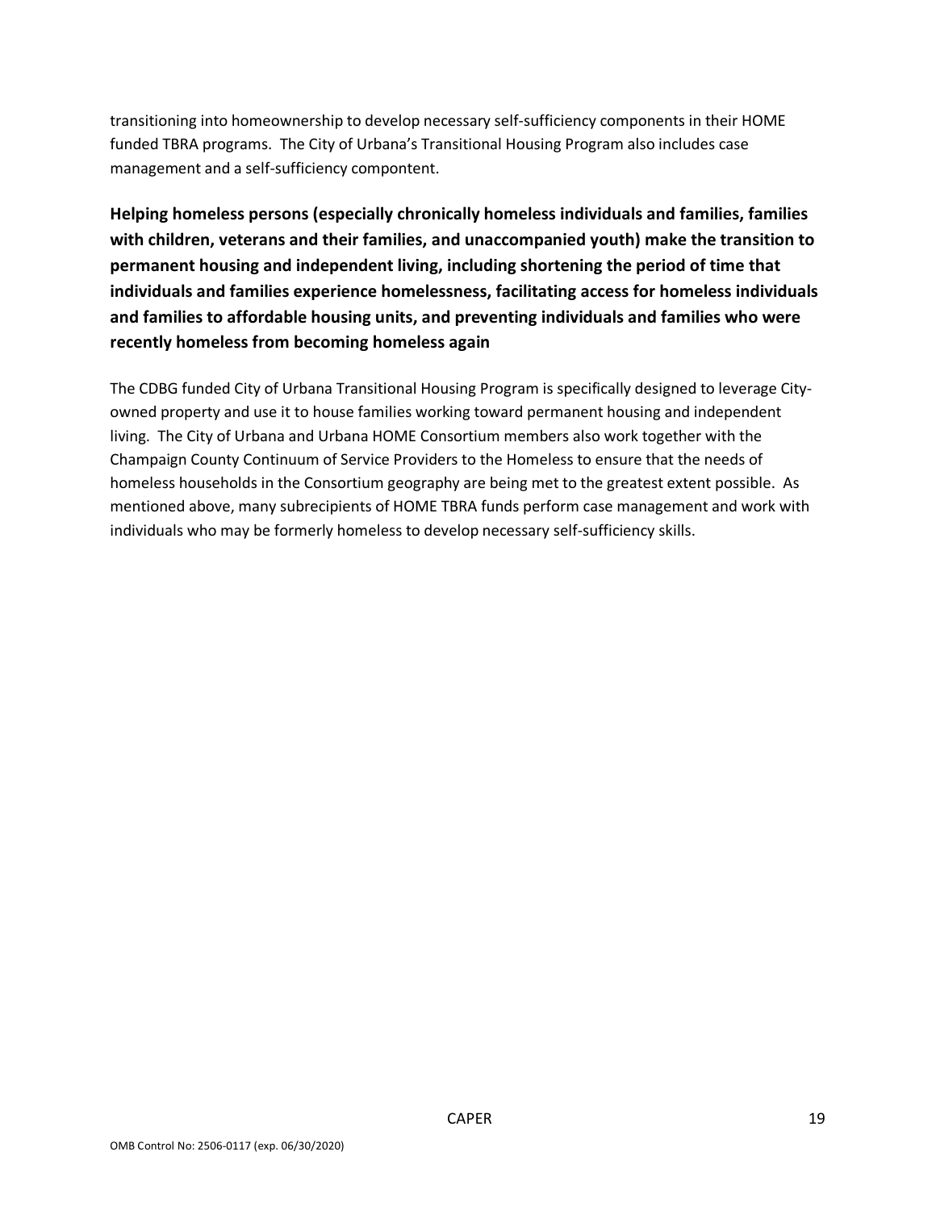transitioning into homeownership to develop necessary self-sufficiency components in their HOME funded TBRA programs. The City of Urbana's Transitional Housing Program also includes case management and a self-sufficiency compontent.

**Helping homeless persons (especially chronically homeless individuals and families, families with children, veterans and their families, and unaccompanied youth) make the transition to permanent housing and independent living, including shortening the period of time that individuals and families experience homelessness, facilitating access for homeless individuals and families to affordable housing units, and preventing individuals and families who were recently homeless from becoming homeless again**

The CDBG funded City of Urbana Transitional Housing Program is specifically designed to leverage City-owned property and use it to house families working toward permanent housing and independent living. The City of Urbana and Urbana HOME Consortium members also work together with the Champaign County Continuum of Service Providers to the Homeless to ensure that the needs of homeless households in the Consortium geography are being met to the greatest extent possible. As mentioned above, many subrecipients of HOME TBRA funds perform case management and work with individuals who may be formerly homeless to develop necessary self-sufficiency skills.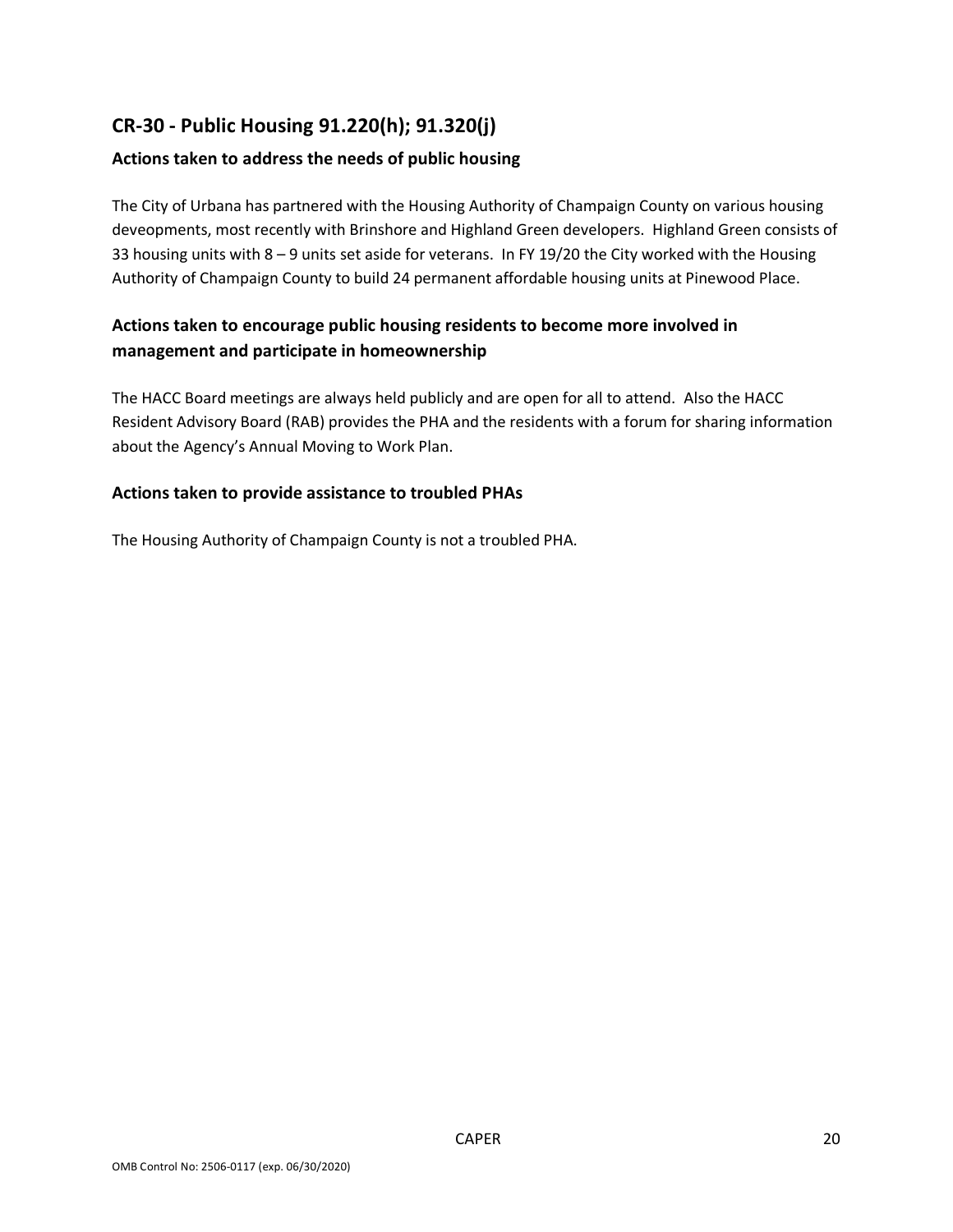## CR-30 - Public Housing 91.220(h); 91.320(j)

### Actions taken to address the needs of public housing

The City of Urbana has partnered with the Housing Authority of Champaign County on various housing deveopments, most recently with Brinshore and Highland Green developers. Highland Green consists of 33 housing units with 8 – 9 units set aside for veterans. In FY 19/20 the City worked with the Housing Authority of Champaign County to build 24 permanent affordable housing units at Pinewood Place.

### Actions taken to encourage public housing residents to become more involved in management and participate in homeownership

The HACC Board meetings are always held publicly and are open for all to attend. Also the HACC Resident Advisory Board (RAB) provides the PHA and the residents with a forum for sharing information about the Agency's Annual Moving to Work Plan.

### Actions taken to provide assistance to troubled PHAs

The Housing Authority of Champaign County is not a troubled PHA.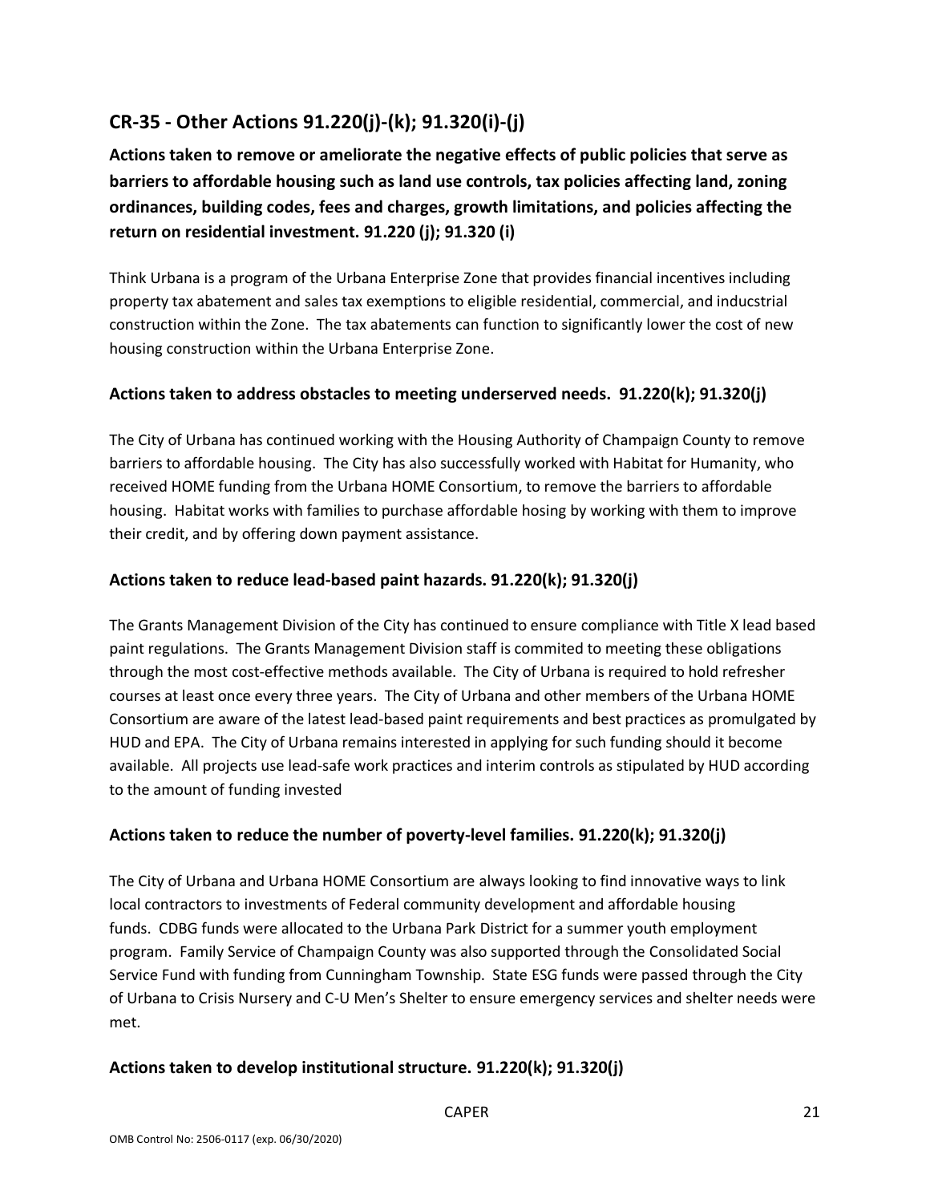## CR-35 - Other Actions 91.220(j)-(k); 91.320(i)-(j)

### Actions taken to remove or ameliorate the negative effects of public policies that serve as barriers to affordable housing such as land use controls, tax policies affecting land, zoning ordinances, building codes, fees and charges, growth limitations, and policies affecting the return on residential investment. 91.220 (j); 91.320 (i)

Think Urbana is a program of the Urbana Enterprise Zone that provides financial incentives including property tax abatement and sales tax exemptions to eligible residential, commercial, and inducstrial construction within the Zone. The tax abatements can function to significantly lower the cost of new housing construction within the Urbana Enterprise Zone.

### Actions taken to address obstacles to meeting underserved needs. 91.220(k); 91.320(j)

The City of Urbana has continued working with the Housing Authority of Champaign County to remove barriers to affordable housing. The City has also successfully worked with Habitat for Humanity, who received HOME funding from the Urbana HOME Consortium, to remove the barriers to affordable housing. Habitat works with families to purchase affordable hosing by working with them to improve their credit, and by offering down payment assistance.

### Actions taken to reduce lead-based paint hazards. 91.220(k); 91.320(j)

The Grants Management Division of the City has continued to ensure compliance with Title X lead based paint regulations. The Grants Management Division staff is commited to meeting these obligations through the most cost-effective methods available. The City of Urbana is required to hold refresher courses at least once every three years. The City of Urbana and other members of the Urbana HOME Consortium are aware of the latest lead-based paint requirements and best practices as promulgated by HUD and EPA. The City of Urbana remains interested in applying for such funding should it become available. All projects use lead-safe work practices and interim controls as stipulated by HUD according to the amount of funding invested

### Actions taken to reduce the number of poverty-level families. 91.220(k); 91.320(j)

The City of Urbana and Urbana HOME Consortium are always looking to find innovative ways to link local contractors to investments of Federal community development and affordable housing funds. CDBG funds were allocated to the Urbana Park District for a summer youth employment program. Family Service of Champaign County was also supported through the Consolidated Social Service Fund with funding from Cunningham Township. State ESG funds were passed through the City of Urbana to Crisis Nursery and C-U Men's Shelter to ensure emergency services and shelter needs were met.

### Actions taken to develop institutional structure. 91.220(k); 91.320(j)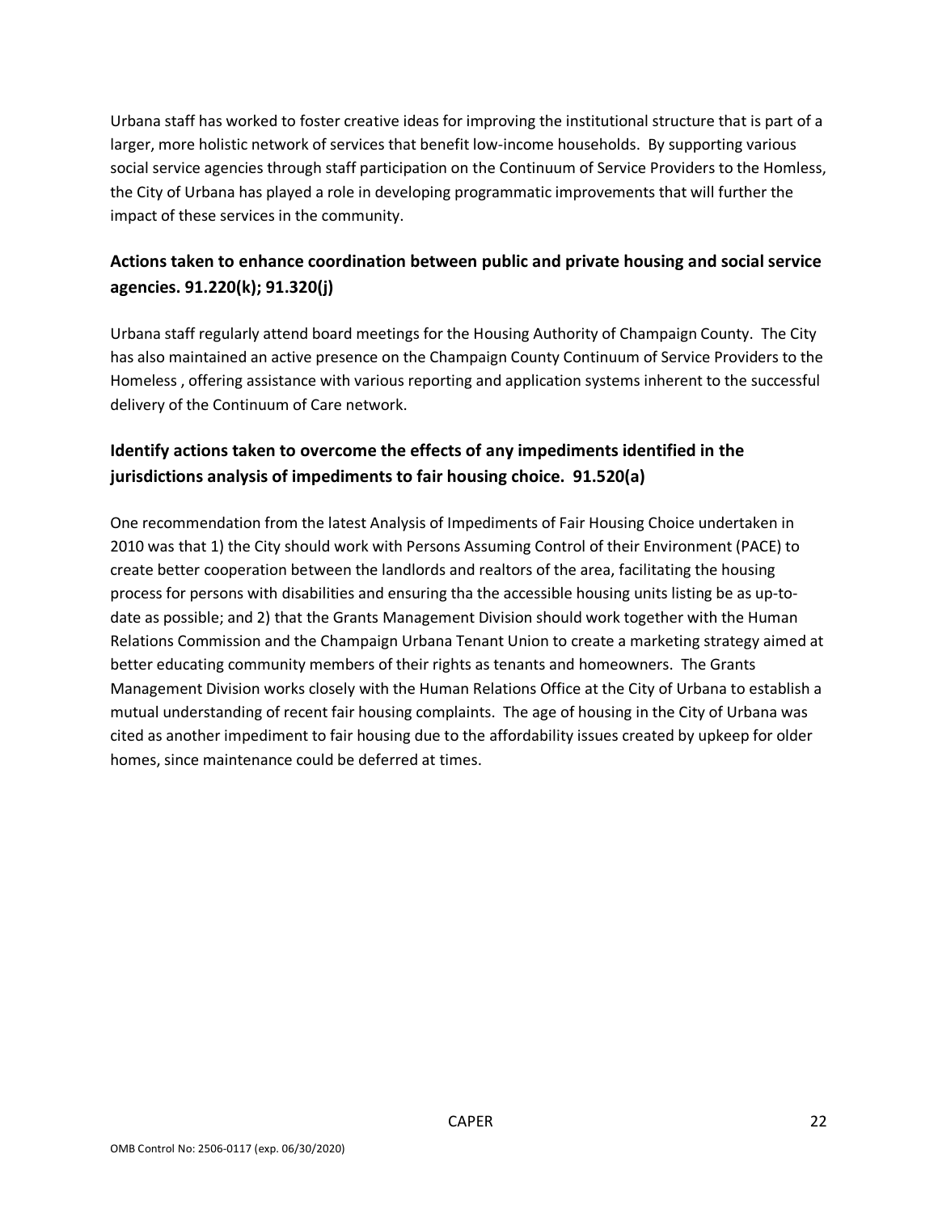Urbana staff has worked to foster creative ideas for improving the institutional structure that is part of a larger, more holistic network of services that benefit low-income households. By supporting various social service agencies through staff participation on the Continuum of Service Providers to the Homless, the City of Urbana has played a role in developing programmatic improvements that will further the impact of these services in the community.

## Actions taken to enhance coordination between public and private housing and social service agencies. 91.220(k); 91.320(j)

Urbana staff regularly attend board meetings for the Housing Authority of Champaign County. The City has also maintained an active presence on the Champaign County Continuum of Service Providers to the Homeless , offering assistance with various reporting and application systems inherent to the successful delivery of the Continuum of Care network.

## Identify actions taken to overcome the effects of any impediments identified in the jurisdictions analysis of impediments to fair housing choice. 91.520(a)

One recommendation from the latest Analysis of Impediments of Fair Housing Choice undertaken in 2010 was that 1) the City should work with Persons Assuming Control of their Environment (PACE) to create better cooperation between the landlords and realtors of the area, facilitating the housing process for persons with disabilities and ensuring tha the accessible housing units listing be as up-to-date as possible; and 2) that the Grants Management Division should work together with the Human Relations Commission and the Champaign Urbana Tenant Union to create a marketing strategy aimed at better educating community members of their rights as tenants and homeowners. The Grants Management Division works closely with the Human Relations Office at the City of Urbana to establish a mutual understanding of recent fair housing complaints. The age of housing in the City of Urbana was cited as another impediment to fair housing due to the affordability issues created by upkeep for older homes, since maintenance could be deferred at times.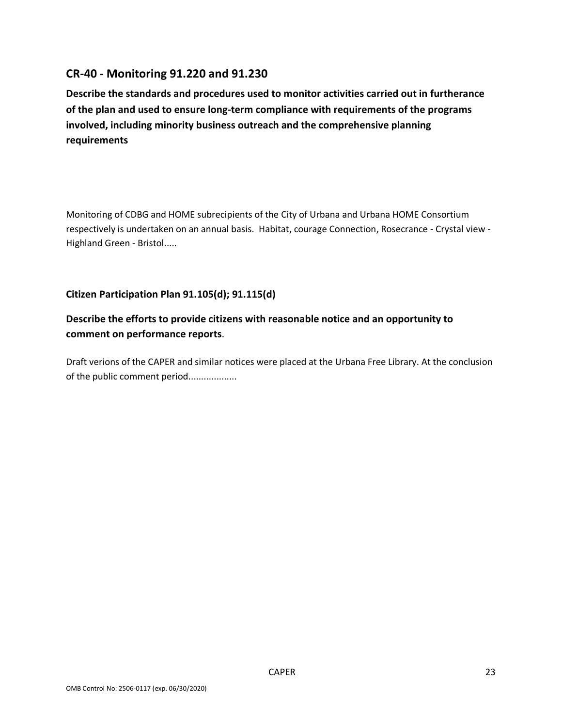## CR-40 - Monitoring 91.220 and 91.230

**Describe the standards and procedures used to monitor activities carried out in furtherance of the plan and used to ensure long-term compliance with requirements of the programs involved, including minority business outreach and the comprehensive planning requirements**

Monitoring of CDBG and HOME subrecipients of the City of Urbana and Urbana HOME Consortium respectively is undertaken on an annual basis. Habitat, courage Connection, Rosecrance - Crystal view - Highland Green - Bristol.....

### Citizen Participation Plan 91.105(d); 91.115(d)

**Describe the efforts to provide citizens with reasonable notice and an opportunity to comment on performance reports**.

Draft verions of the CAPER and similar notices were placed at the Urbana Free Library. At the conclusion of the public comment period..................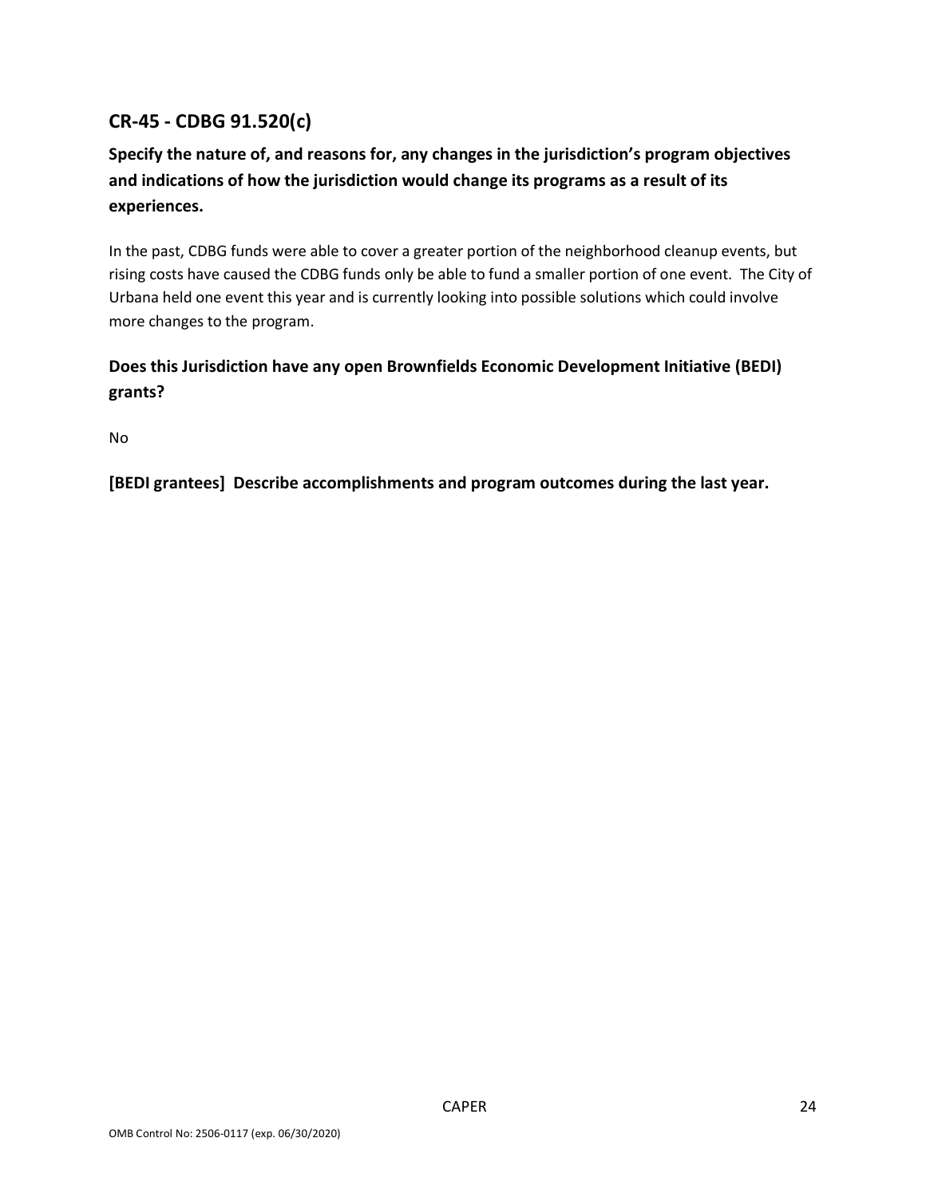## CR-45 - CDBG 91.520(c)

### Specify the nature of, and reasons for, any changes in the jurisdiction's program objectives and indications of how the jurisdiction would change its programs as a result of its experiences.

In the past, CDBG funds were able to cover a greater portion of the neighborhood cleanup events, but rising costs have caused the CDBG funds only be able to fund a smaller portion of one event. The City of Urbana held one event this year and is currently looking into possible solutions which could involve more changes to the program.

### Does this Jurisdiction have any open Brownfields Economic Development Initiative (BEDI) grants?

No

### [BEDI grantees] Describe accomplishments and program outcomes during the last year.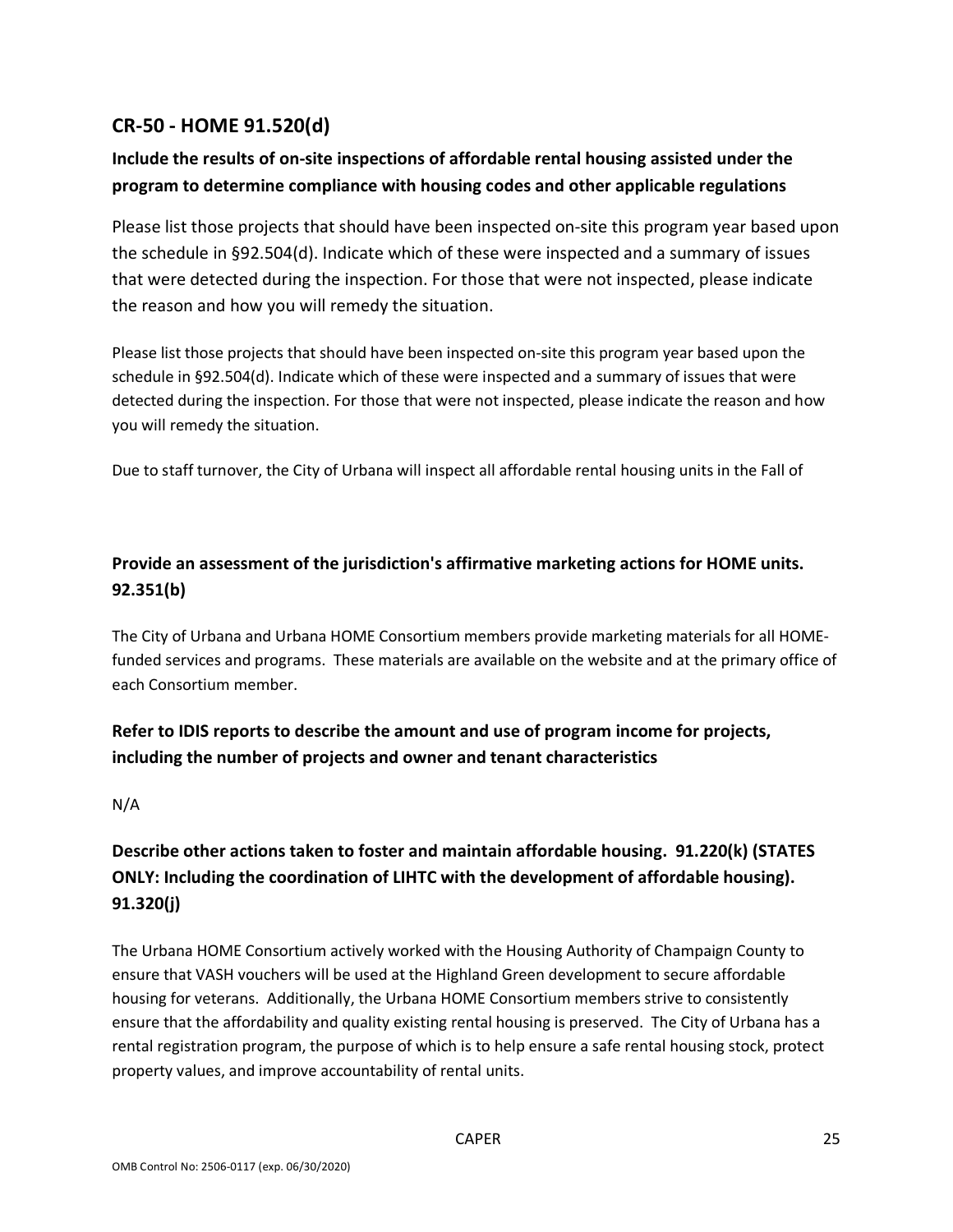## CR-50 - HOME 91.520(d)

### Include the results of on-site inspections of affordable rental housing assisted under the program to determine compliance with housing codes and other applicable regulations

Please list those projects that should have been inspected on-site this program year based upon the schedule in §92.504(d). Indicate which of these were inspected and a summary of issues that were detected during the inspection. For those that were not inspected, please indicate the reason and how you will remedy the situation.

Please list those projects that should have been inspected on-site this program year based upon the schedule in §92.504(d). Indicate which of these were inspected and a summary of issues that were detected during the inspection. For those that were not inspected, please indicate the reason and how you will remedy the situation.

Due to staff turnover, the City of Urbana will inspect all affordable rental housing units in the Fall of

### Provide an assessment of the jurisdiction's affirmative marketing actions for HOME units. 92.351(b)

The City of Urbana and Urbana HOME Consortium members provide marketing materials for all HOME-funded services and programs. These materials are available on the website and at the primary office of each Consortium member.

### Refer to IDIS reports to describe the amount and use of program income for projects, including the number of projects and owner and tenant characteristics

N/A

### Describe other actions taken to foster and maintain affordable housing. 91.220(k) (STATES ONLY: Including the coordination of LIHTC with the development of affordable housing). 91.320(j)

The Urbana HOME Consortium actively worked with the Housing Authority of Champaign County to ensure that VASH vouchers will be used at the Highland Green development to secure affordable housing for veterans. Additionally, the Urbana HOME Consortium members strive to consistently ensure that the affordability and quality existing rental housing is preserved. The City of Urbana has a rental registration program, the purpose of which is to help ensure a safe rental housing stock, protect property values, and improve accountability of rental units.